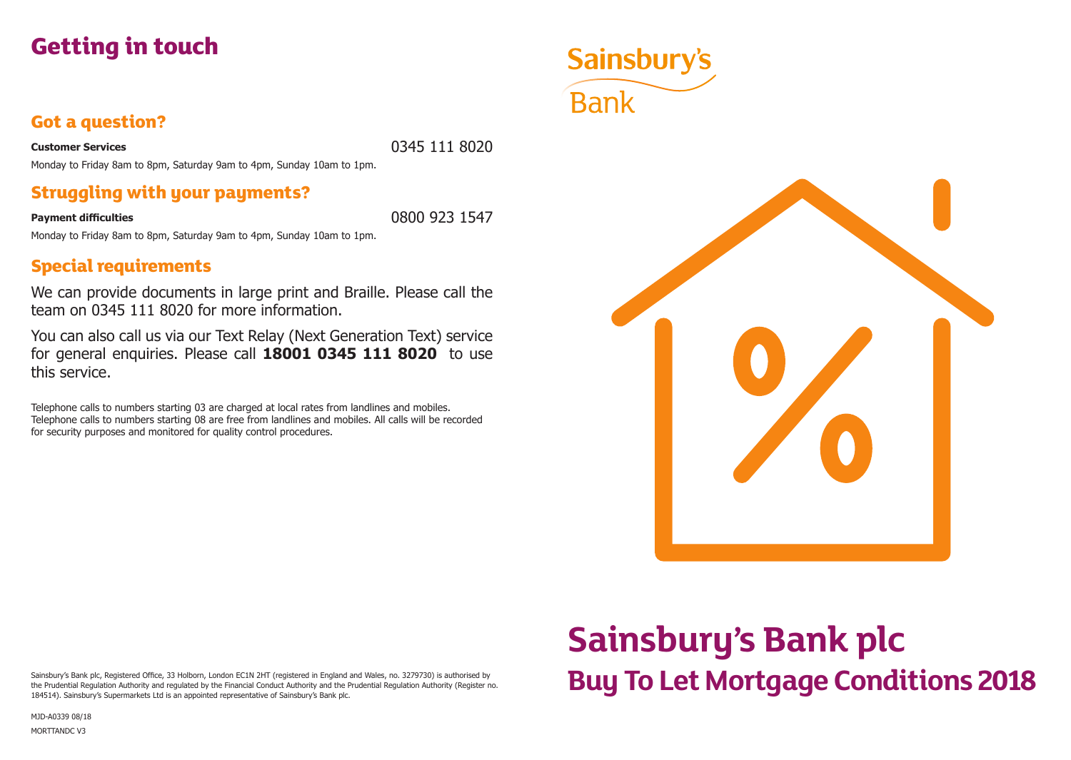# Getting in touch

## Got a question?

**Customer Services** 0345 111 8020

Monday to Friday 8am to 8pm, Saturday 9am to 4pm, Sunday 10am to 1pm.

## Struggling with your payments?

**Payment difficulties** 0800 923 1547

Monday to Friday 8am to 8pm, Saturday 9am to 4pm, Sunday 10am to 1pm.

## Special requirements

We can provide documents in large print and Braille. Please call the team on 0345 111 8020 for more information.

You can also call us via our Text Relay (Next Generation Text) service for general enquiries. Please call **18001 0345 111 8020** to use this service.

Telephone calls to numbers starting 03 are charged at local rates from landlines and mobiles. Telephone calls to numbers starting 08 are free from landlines and mobiles. All calls will be recorded for security purposes and monitored for quality control procedures.

Sainsbury's Bank plc, Registered Office, 33 Holborn, London EC1N 2HT (registered in England and Wales, no. 3279730) is authorised by the Prudential Regulation Authority and regulated by the Financial Conduct Authority and the Prudential Regulation Authority (Register no. 184514). Sainsbury's Supermarkets Ltd is an appointed representative of Sainsbury's Bank plc.

MJD-A0339 08/18

MORTTANDC V3

Sainsbury's Bank

# Sainsbury's Bank plc

## Buy To Let Mortgage Conditions 2018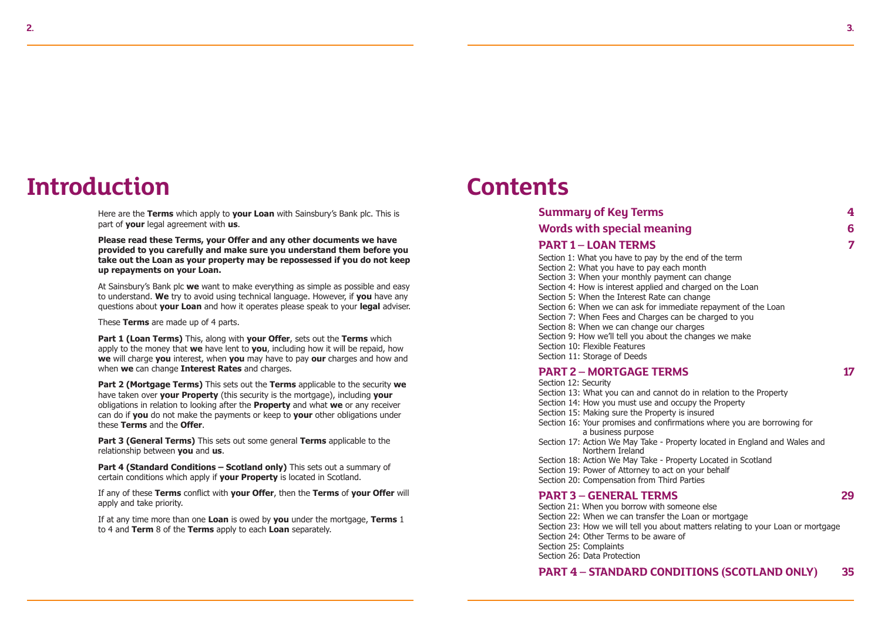# Introduction

Here are the **Terms** which apply to **your Loan** with Sainsbury's Bank plc. This is part of **your** legal agreement with **us**.

**Please read these Terms, your Offer and any other documents we have provided to you carefully and make sure you understand them before you take out the Loan as your property may be repossessed if you do not keep up repayments on your Loan.**

At Sainsbury's Bank plc **we** want to make everything as simple as possible and easy to understand. **We** try to avoid using technical language. However, if **you** have any questions about **your Loan** and how it operates please speak to your **legal** adviser.

These **Terms** are made up of 4 parts.

**Part 1 (Loan Terms)** This, along with **your Offer**, sets out the **Terms** which apply to the money that **we** have lent to **you**, including how it will be repaid, how **we** will charge **you** interest, when **you** may have to pay **our** charges and how and when **we** can change **Interest Rates** and charges.

**Part 2 (Mortgage Terms)** This sets out the **Terms** applicable to the security **we** have taken over **your Property** (this security is the mortgage), including **your** obligations in relation to looking after the **Property** and what **we** or any receiver can do if **you** do not make the payments or keep to **your** other obligations under these **Terms** and the **Offer**.

**Part 3 (General Terms)** This sets out some general **Terms** applicable to the relationship between **you** and **us**.

**Part 4 (Standard Conditions – Scotland only)** This sets out a summary of certain conditions which apply if **your Property** is located in Scotland.

If any of these **Terms** conflict with **your Offer**, then the **Terms** of **your Offer** will apply and take priority.

If at any time more than one **Loan** is owed by **you** under the mortgage, **Terms** 1 to 4 and **Term** 8 of the **Terms** apply to each **Loan** separately.

# Contents

## Summary of Key Terms — 4

## Words with special meaning — 6

## PART 1 – LOAN TERMS — 7

Section 1: What you have to pay by the end of the term
Section 2: What you have to pay each month
Section 3: When your monthly payment can change
Section 4: How is interest applied and charged on the Loan
Section 5: When the Interest Rate can change
Section 6: When we can ask for immediate repayment of the Loan
Section 7: When Fees and Charges can be charged to you
Section 8: When we can change our charges
Section 9: How we'll tell you about the changes we make
Section 10: Flexible Features
Section 11: Storage of Deeds

## PART 2 – MORTGAGE TERMS — 17

Section 12: Security
Section 13: What you can and cannot do in relation to the Property
Section 14: How you must use and occupy the Property
Section 15: Making sure the Property is insured
Section 16: Your promises and confirmations where you are borrowing for a business purpose
Section 17: Action We May Take - Property located in England and Wales and Northern Ireland
Section 18: Action We May Take - Property Located in Scotland
Section 19: Power of Attorney to act on your behalf
Section 20: Compensation from Third Parties

## PART 3 – GENERAL TERMS — 29

Section 21: When you borrow with someone else
Section 22: When we can transfer the Loan or mortgage
Section 23: How we will tell you about matters relating to your Loan or mortgage
Section 24: Other Terms to be aware of
Section 25: Complaints
Section 26: Data Protection

## PART 4 – STANDARD CONDITIONS (SCOTLAND ONLY) — 35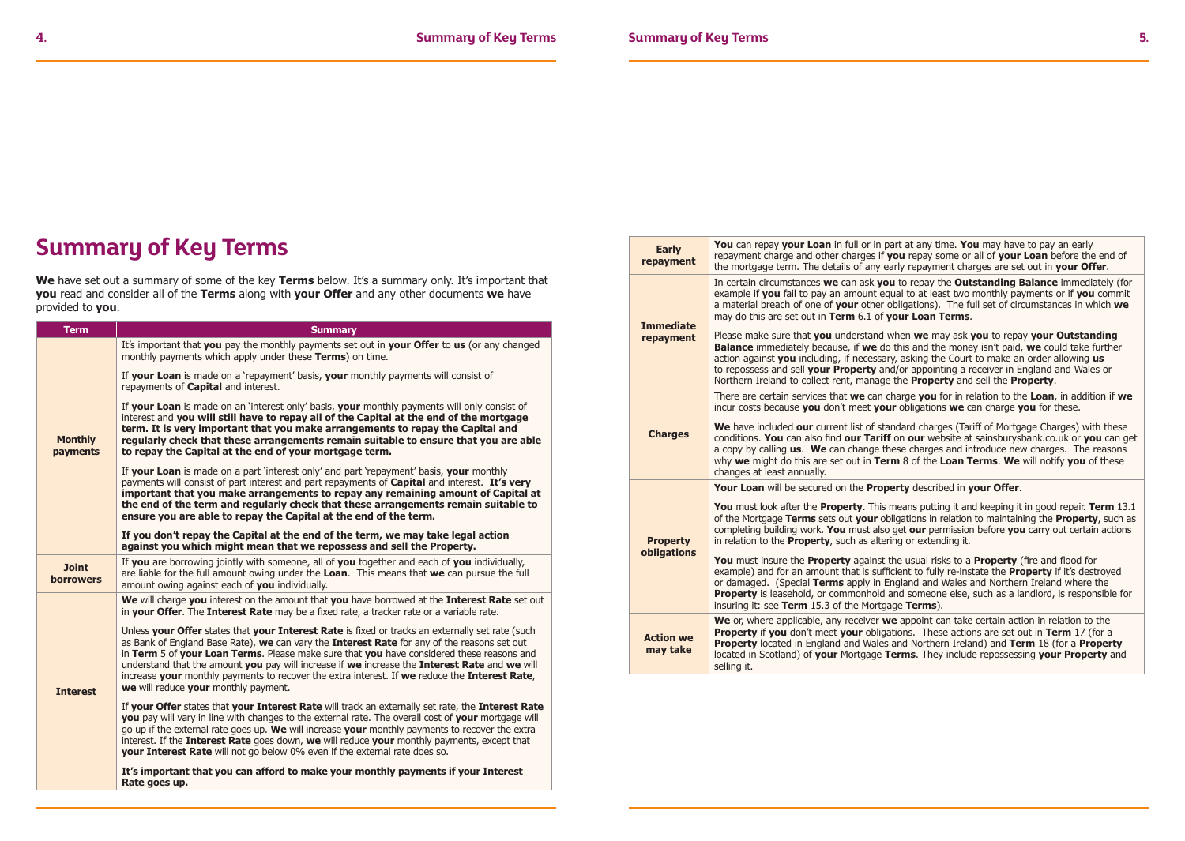# Summary of Key Terms

**We** have set out a summary of some of the key **Terms** below. It's a summary only. It's important that **you** read and consider all of the **Terms** along with **your Offer** and any other documents **we** have provided to **you**.

| Term | Summary |
|---|---|
| **Monthly payments** | It's important that **you** pay the monthly payments set out in **your Offer** to **us** (or any changed monthly payments which apply under these **Terms**) on time.<br><br>If **your Loan** is made on a 'repayment' basis, **your** monthly payments will consist of repayments of **Capital** and interest.<br><br>If **your Loan** is made on an 'interest only' basis, **your** monthly payments will only consist of interest and **you will still have to repay all of the Capital at the end of the mortgage term. It is very important that you make arrangements to repay the Capital and regularly check that these arrangements remain suitable to ensure that you are able to repay the Capital at the end of your mortgage term.**<br><br>If **your Loan** is made on a part 'interest only' and part 'repayment' basis, **your** monthly payments will consist of part interest and part repayments of **Capital** and interest. **It's very important that you make arrangements to repay any remaining amount of Capital at the end of the term and regularly check that these arrangements remain suitable to ensure you are able to repay the Capital at the end of the term.**<br><br>**If you don't repay the Capital at the end of the term, we may take legal action against you which might mean that we repossess and sell the Property.** |
| **Joint borrowers** | If **you** are borrowing jointly with someone, all of **you** together and each of **you** individually, are liable for the full amount owing under the **Loan**. This means that **we** can pursue the full amount owing against each of **you** individually. |
| **Interest** | **We** will charge **you** interest on the amount that **you** have borrowed at the **Interest Rate** set out in **your Offer**. The **Interest Rate** may be a fixed rate, a tracker rate or a variable rate.<br><br>Unless **your Offer** states that **your Interest Rate** is fixed or tracks an externally set rate (such as Bank of England Base Rate), **we** can vary the **Interest Rate** for any of the reasons set out in **Term** 5 of **your Loan Terms**. Please make sure that **you** have considered these reasons and understand that the amount **you** pay will increase if **we** increase the **Interest Rate** and **we** will increase **your** monthly payments to recover the extra interest. If **we** reduce the **Interest Rate**, **we** will reduce **your** monthly payment.<br><br>If **your Offer** states that **your Interest Rate** will track an externally set rate, the **Interest Rate** **you** pay will vary in line with changes to the external rate. The overall cost of **your** mortgage will go up if the external rate goes up. **We** will increase **your** monthly payments to recover the extra interest. If the **Interest Rate** goes down, **we** will reduce **your** monthly payments, except that **your Interest Rate** will not go below 0% even if the external rate does so.<br><br>**It's important that you can afford to make your monthly payments if your Interest Rate goes up.** |
| **Early repayment** | **You** can repay **your Loan** in full or in part at any time. **You** may have to pay an early repayment charge and other charges if **you** repay some or all of **your Loan** before the end of the mortgage term. The details of any early repayment charges are set out in **your Offer**. |
| **Immediate repayment** | In certain circumstances **we** can ask **you** to repay the **Outstanding Balance** immediately (for example if **you** fail to pay an amount equal to at least two monthly payments or if **you** commit a material breach of one of **your** other obligations). The full set of circumstances in which **we** may do this are set out in **Term** 6.1 of **your Loan Terms**.<br><br>Please make sure that **you** understand when **we** may ask **you** to repay **your Outstanding Balance** immediately because, if **we** do this and the money isn't paid, **we** could take further action against **you** including, if necessary, asking the Court to make an order allowing **us** to repossess and sell **your Property** and/or appointing a receiver in England and Wales or Northern Ireland to collect rent, manage the **Property** and sell the **Property**. |
| **Charges** | There are certain services that **we** can charge **you** for in relation to the **Loan**, in addition if **we** incur costs because **you** don't meet **your** obligations **we** can charge **you** for these.<br><br>**We** have included **our** current list of standard charges (Tariff of Mortgage Charges) with these conditions. **You** can also find **our Tariff** on **our** website at sainsburysbank.co.uk or **you** can get a copy by calling **us**. **We** can change these charges and introduce new charges. The reasons why **we** might do this are set out in **Term** 8 of the **Loan Terms**. **We** will notify **you** of these changes at least annually. |
| **Property obligations** | **Your Loan** will be secured on the **Property** described in **your Offer**.<br><br>**You** must look after the **Property**. This means putting it and keeping it in good repair. **Term** 13.1 of the Mortgage **Terms** sets out **your** obligations in relation to maintaining the **Property**, such as completing building work. **You** must also get **our** permission before **you** carry out certain actions in relation to the **Property**, such as altering or extending it.<br><br>**You** must insure the **Property** against the usual risks to a **Property** (fire and flood for example) and for an amount that is sufficient to fully re-instate the **Property** if it's destroyed or damaged. (Special **Terms** apply in England and Wales and Northern Ireland where the **Property** is leasehold, or commonhold and someone else, such as a landlord, is responsible for insuring it: see **Term** 15.3 of the Mortgage **Terms**). |
| **Action we may take** | **We** or, where applicable, any receiver **we** appoint can take certain action in relation to the **Property** if **you** don't meet **your** obligations. These actions are set out in **Term** 17 (for a **Property** located in England and Wales and Northern Ireland) and **Term** 18 (for a **Property** located in Scotland) of **your** Mortgage **Terms**. They include repossessing **your Property** and selling it. |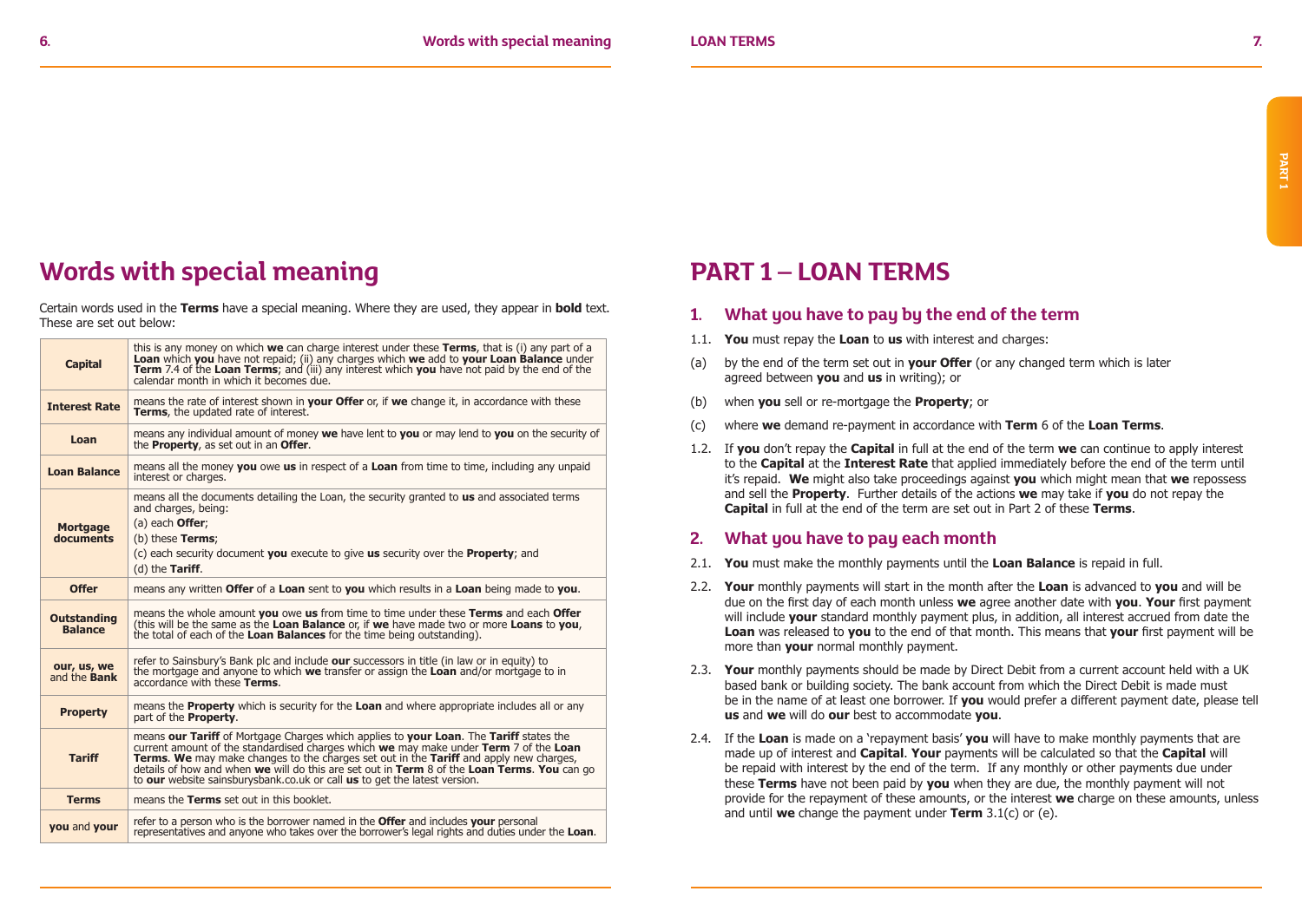# Words with special meaning

Certain words used in the **Terms** have a special meaning. Where they are used, they appear in **bold** text. These are set out below:

| | |
|---|---|
| **Capital** | this is any money on which **we** can charge interest under these **Terms**, that is (i) any part of a **Loan** which **you** have not repaid; (ii) any charges which **we** add to **your Loan Balance** under **Term** 7.4 of the **Loan Terms**; and (iii) any interest which **you** have not paid by the end of the calendar month in which it becomes due. |
| **Interest Rate** | means the rate of interest shown in **your Offer** or, if **we** change it, in accordance with these **Terms**, the updated rate of interest. |
| **Loan** | means any individual amount of money **we** have lent to **you** or may lend to **you** on the security of the **Property**, as set out in an **Offer**. |
| **Loan Balance** | means all the money **you** owe **us** in respect of a **Loan** from time to time, including any unpaid interest or charges. |
| **Mortgage documents** | means all the documents detailing the Loan, the security granted to **us** and associated terms and charges, being: (a) each **Offer**; (b) these **Terms**; (c) each security document **you** execute to give **us** security over the **Property**; and (d) the **Tariff**. |
| **Offer** | means any written **Offer** of a **Loan** sent to **you** which results in a **Loan** being made to **you**. |
| **Outstanding Balance** | means the whole amount **you** owe **us** from time to time under these **Terms** and each **Offer** (this will be the same as the **Loan Balance** or, if **we** have made two or more **Loans** to **you**, the total of each of the **Loan Balances** for the time being outstanding). |
| **our, us, we** and the **Bank** | refer to Sainsbury's Bank plc and include **our** successors in title (in law or in equity) to the mortgage and anyone to which **we** transfer or assign the **Loan** and/or mortgage to in accordance with these **Terms**. |
| **Property** | means the **Property** which is security for the **Loan** and where appropriate includes all or any part of the **Property**. |
| **Tariff** | means **our Tariff** of Mortgage Charges which applies to **your Loan**. The **Tariff** states the current amount of the standardised charges which **we** may make under **Term** 7 of the **Loan Terms**. **We** may make changes to the charges set out in the **Tariff** and apply new charges, details of how and when **we** will do this are set out in **Term** 8 of the **Loan Terms**. **You** can go to **our** website sainsburysbank.co.uk or call **us** to get the latest version. |
| **Terms** | means the **Terms** set out in this booklet. |
| **you** and **your** | refer to a person who is the borrower named in the **Offer** and includes **your** personal representatives and anyone who takes over the borrower's legal rights and duties under the **Loan**. |

# PART 1 – LOAN TERMS

## 1. What you have to pay by the end of the term

1.1. **You** must repay the **Loan** to **us** with interest and charges:

(a) by the end of the term set out in **your Offer** (or any changed term which is later agreed between **you** and **us** in writing); or

(b) when **you** sell or re-mortgage the **Property**; or

(c) where **we** demand re-payment in accordance with **Term** 6 of the **Loan Terms**.

1.2. If **you** don't repay the **Capital** in full at the end of the term **we** can continue to apply interest to the **Capital** at the **Interest Rate** that applied immediately before the end of the term until it's repaid. **We** might also take proceedings against **you** which might mean that **we** repossess and sell the **Property**. Further details of the actions **we** may take if **you** do not repay the **Capital** in full at the end of the term are set out in Part 2 of these **Terms**.

## 2. What you have to pay each month

2.1. **You** must make the monthly payments until the **Loan Balance** is repaid in full.

2.2. **Your** monthly payments will start in the month after the **Loan** is advanced to **you** and will be due on the first day of each month unless **we** agree another date with **you**. **Your** first payment will include **your** standard monthly payment plus, in addition, all interest accrued from date the **Loan** was released to **you** to the end of that month. This means that **your** first payment will be more than **your** normal monthly payment.

2.3. **Your** monthly payments should be made by Direct Debit from a current account held with a UK based bank or building society. The bank account from which the Direct Debit is made must be in the name of at least one borrower. If **you** would prefer a different payment date, please tell **us** and **we** will do **our** best to accommodate **you**.

2.4. If the **Loan** is made on a 'repayment basis' **you** will have to make monthly payments that are made up of interest and **Capital**. **Your** payments will be calculated so that the **Capital** will be repaid with interest by the end of the term. If any monthly or other payments due under these **Terms** have not been paid by **you** when they are due, the monthly payment will not provide for the repayment of these amounts, or the interest **we** charge on these amounts, unless and until **we** change the payment under **Term** 3.1(c) or (e).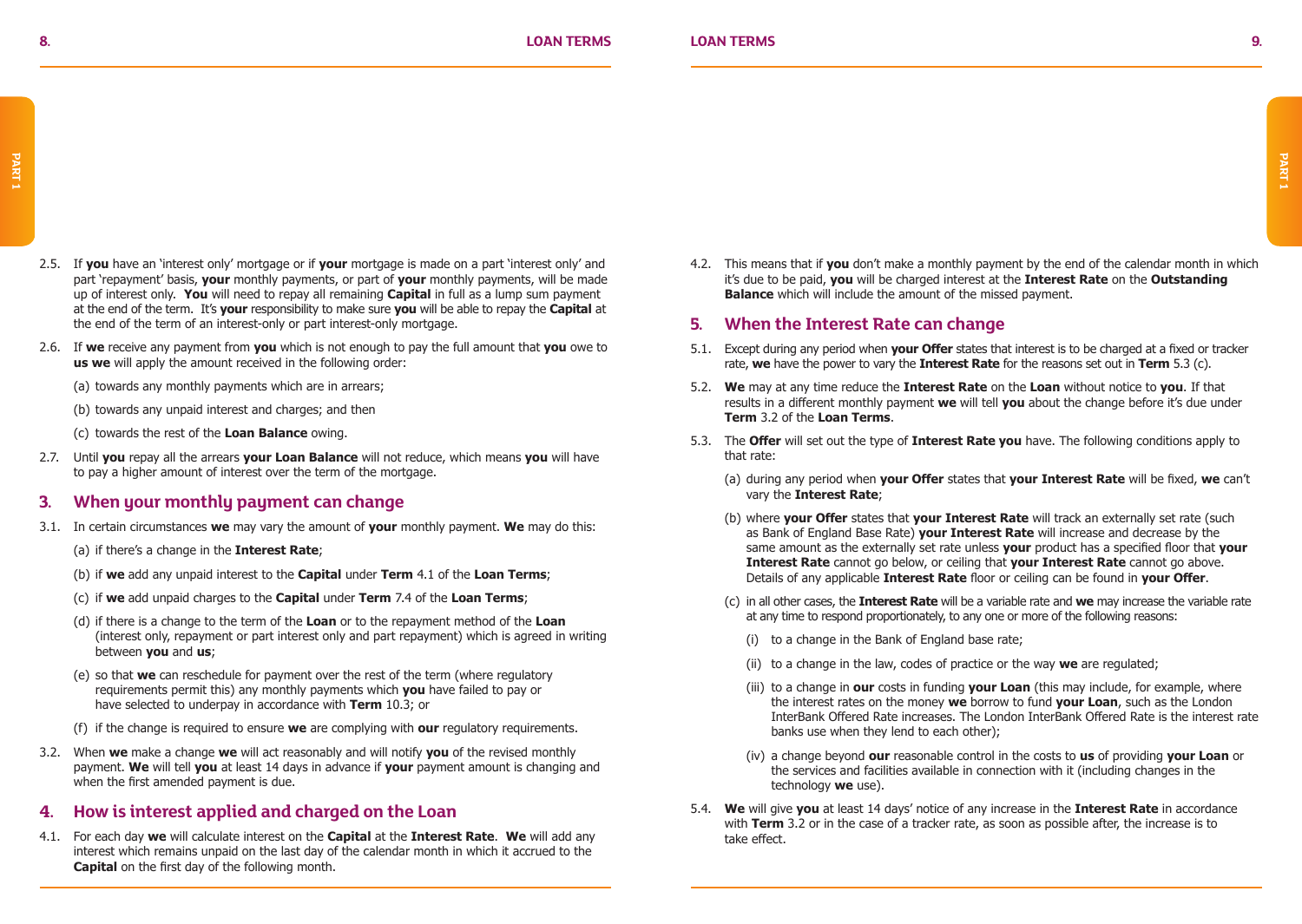2.5. If **you** have an 'interest only' mortgage or if **your** mortgage is made on a part 'interest only' and part 'repayment' basis, **your** monthly payments, or part of **your** monthly payments, will be made up of interest only. **You** will need to repay all remaining **Capital** in full as a lump sum payment at the end of the term. It's **your** responsibility to make sure **you** will be able to repay the **Capital** at the end of the term of an interest-only or part interest-only mortgage.

2.6. If **we** receive any payment from **you** which is not enough to pay the full amount that **you** owe to **us we** will apply the amount received in the following order:

(a) towards any monthly payments which are in arrears;

(b) towards any unpaid interest and charges; and then

(c) towards the rest of the **Loan Balance** owing.

2.7. Until **you** repay all the arrears **your Loan Balance** will not reduce, which means **you** will have to pay a higher amount of interest over the term of the mortgage.

## 3. When your monthly payment can change

3.1. In certain circumstances **we** may vary the amount of **your** monthly payment. **We** may do this:

(a) if there's a change in the **Interest Rate**;

(b) if **we** add any unpaid interest to the **Capital** under **Term** 4.1 of the **Loan Terms**;

(c) if **we** add unpaid charges to the **Capital** under **Term** 7.4 of the **Loan Terms**;

(d) if there is a change to the term of the **Loan** or to the repayment method of the **Loan** (interest only, repayment or part interest only and part repayment) which is agreed in writing between **you** and **us**;

(e) so that **we** can reschedule for payment over the rest of the term (where regulatory requirements permit this) any monthly payments which **you** have failed to pay or have selected to underpay in accordance with **Term** 10.3; or

(f) if the change is required to ensure **we** are complying with **our** regulatory requirements.

3.2. When **we** make a change **we** will act reasonably and will notify **you** of the revised monthly payment. **We** will tell **you** at least 14 days in advance if **your** payment amount is changing and when the first amended payment is due.

## 4. How is interest applied and charged on the Loan

4.1. For each day **we** will calculate interest on the **Capital** at the **Interest Rate**. **We** will add any interest which remains unpaid on the last day of the calendar month in which it accrued to the **Capital** on the first day of the following month.

4.2. This means that if **you** don't make a monthly payment by the end of the calendar month in which it's due to be paid, **you** will be charged interest at the **Interest Rate** on the **Outstanding Balance** which will include the amount of the missed payment.

## 5. When the Interest Rate can change

5.1. Except during any period when **your Offer** states that interest is to be charged at a fixed or tracker rate, **we** have the power to vary the **Interest Rate** for the reasons set out in **Term** 5.3 (c).

5.2. **We** may at any time reduce the **Interest Rate** on the **Loan** without notice to **you**. If that results in a different monthly payment **we** will tell **you** about the change before it's due under **Term** 3.2 of the **Loan Terms**.

5.3. The **Offer** will set out the type of **Interest Rate you** have. The following conditions apply to that rate:

(a) during any period when **your Offer** states that **your Interest Rate** will be fixed, **we** can't vary the **Interest Rate**;

(b) where **your Offer** states that **your Interest Rate** will track an externally set rate (such as Bank of England Base Rate) **your Interest Rate** will increase and decrease by the same amount as the externally set rate unless **your** product has a specified floor that **your Interest Rate** cannot go below, or ceiling that **your Interest Rate** cannot go above. Details of any applicable **Interest Rate** floor or ceiling can be found in **your Offer**.

(c) in all other cases, the **Interest Rate** will be a variable rate and **we** may increase the variable rate at any time to respond proportionately, to any one or more of the following reasons:

(i) to a change in the Bank of England base rate;

(ii) to a change in the law, codes of practice or the way **we** are regulated;

(iii) to a change in **our** costs in funding **your Loan** (this may include, for example, where the interest rates on the money **we** borrow to fund **your Loan**, such as the London InterBank Offered Rate increases. The London InterBank Offered Rate is the interest rate banks use when they lend to each other);

(iv) a change beyond **our** reasonable control in the costs to **us** of providing **your Loan** or the services and facilities available in connection with it (including changes in the technology **we** use).

5.4. **We** will give **you** at least 14 days' notice of any increase in the **Interest Rate** in accordance with **Term** 3.2 or in the case of a tracker rate, as soon as possible after, the increase is to take effect.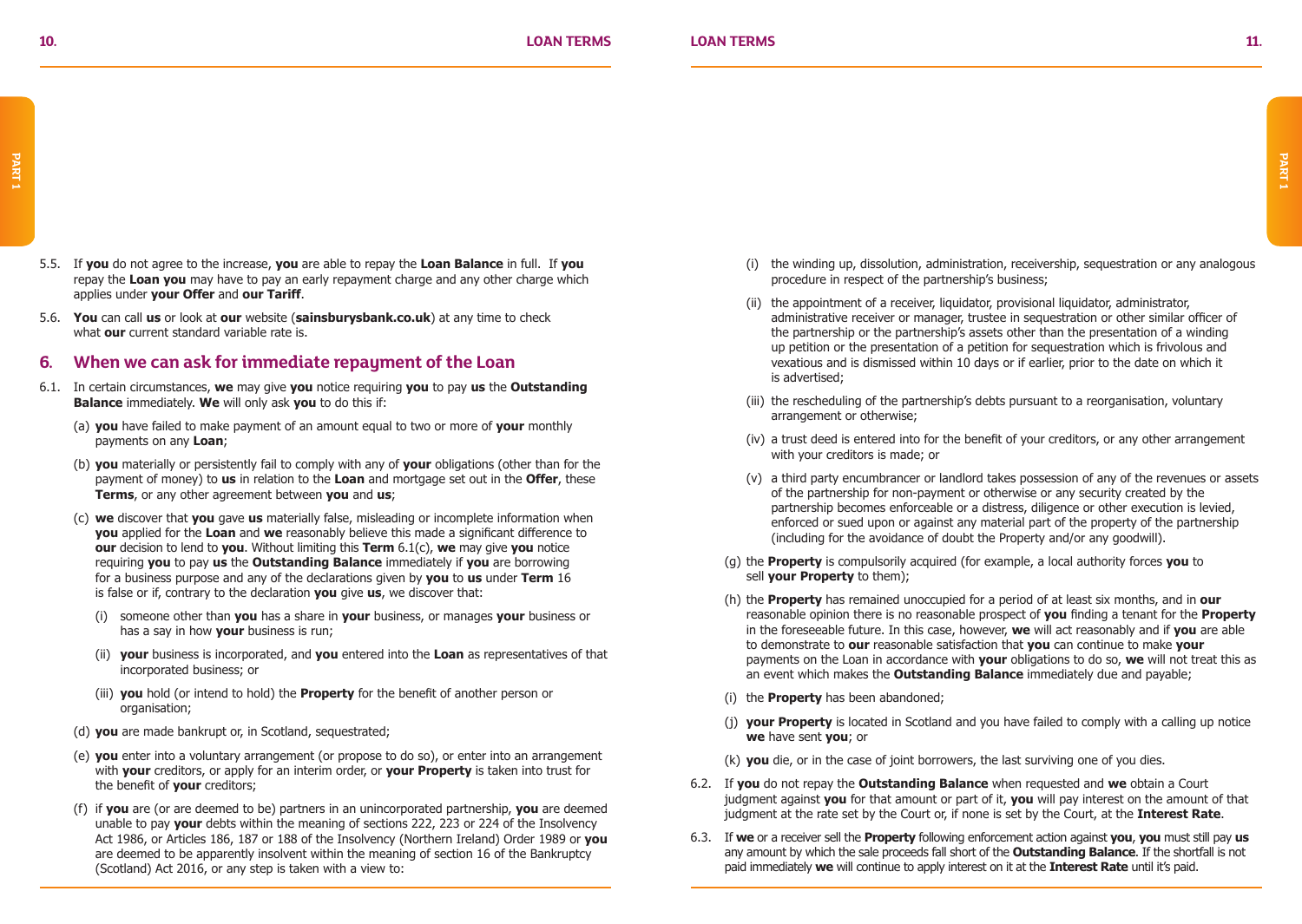5.5. If **you** do not agree to the increase, **you** are able to repay the **Loan Balance** in full. If **you** repay the **Loan you** may have to pay an early repayment charge and any other charge which applies under **your Offer** and **our Tariff**.

5.6. **You** can call **us** or look at **our** website (**sainsburysbank.co.uk**) at any time to check what **our** current standard variable rate is.

## 6. When we can ask for immediate repayment of the Loan

6.1. In certain circumstances, **we** may give **you** notice requiring **you** to pay **us** the **Outstanding Balance** immediately. **We** will only ask **you** to do this if:

(a) **you** have failed to make payment of an amount equal to two or more of **your** monthly payments on any **Loan**;

(b) **you** materially or persistently fail to comply with any of **your** obligations (other than for the payment of money) to **us** in relation to the **Loan** and mortgage set out in the **Offer**, these **Terms**, or any other agreement between **you** and **us**;

(c) **we** discover that **you** gave **us** materially false, misleading or incomplete information when **you** applied for the **Loan** and **we** reasonably believe this made a significant difference to **our** decision to lend to **you**. Without limiting this **Term** 6.1(c), **we** may give **you** notice requiring **you** to pay **us** the **Outstanding Balance** immediately if **you** are borrowing for a business purpose and any of the declarations given by **you** to **us** under **Term** 16 is false or if, contrary to the declaration **you** give **us**, we discover that:

(i) someone other than **you** has a share in **your** business, or manages **your** business or has a say in how **your** business is run;

(ii) **your** business is incorporated, and **you** entered into the **Loan** as representatives of that incorporated business; or

(iii) **you** hold (or intend to hold) the **Property** for the benefit of another person or organisation;

(d) **you** are made bankrupt or, in Scotland, sequestrated;

(e) **you** enter into a voluntary arrangement (or propose to do so), or enter into an arrangement with **your** creditors, or apply for an interim order, or **your Property** is taken into trust for the benefit of **your** creditors;

(f) if **you** are (or are deemed to be) partners in an unincorporated partnership, **you** are deemed unable to pay **your** debts within the meaning of sections 222, 223 or 224 of the Insolvency Act 1986, or Articles 186, 187 or 188 of the Insolvency (Northern Ireland) Order 1989 or **you** are deemed to be apparently insolvent within the meaning of section 16 of the Bankruptcy (Scotland) Act 2016, or any step is taken with a view to:

(i) the winding up, dissolution, administration, receivership, sequestration or any analogous procedure in respect of the partnership's business;

(ii) the appointment of a receiver, liquidator, provisional liquidator, administrator, administrative receiver or manager, trustee in sequestration or other similar officer of the partnership or the partnership's assets other than the presentation of a winding up petition or the presentation of a petition for sequestration which is frivolous and vexatious and is dismissed within 10 days or if earlier, prior to the date on which it is advertised;

(iii) the rescheduling of the partnership's debts pursuant to a reorganisation, voluntary arrangement or otherwise;

(iv) a trust deed is entered into for the benefit of your creditors, or any other arrangement with your creditors is made; or

(v) a third party encumbrancer or landlord takes possession of any of the revenues or assets of the partnership for non-payment or otherwise or any security created by the partnership becomes enforceable or a distress, diligence or other execution is levied, enforced or sued upon or against any material part of the property of the partnership (including for the avoidance of doubt the Property and/or any goodwill).

(g) the **Property** is compulsorily acquired (for example, a local authority forces **you** to sell **your Property** to them);

(h) the **Property** has remained unoccupied for a period of at least six months, and in **our** reasonable opinion there is no reasonable prospect of **you** finding a tenant for the **Property** in the foreseeable future. In this case, however, **we** will act reasonably and if **you** are able to demonstrate to **our** reasonable satisfaction that **you** can continue to make **your** payments on the Loan in accordance with **your** obligations to do so, **we** will not treat this as an event which makes the **Outstanding Balance** immediately due and payable;

(i) the **Property** has been abandoned;

(j) **your Property** is located in Scotland and you have failed to comply with a calling up notice **we** have sent **you**; or

(k) **you** die, or in the case of joint borrowers, the last surviving one of you dies.

6.2. If **you** do not repay the **Outstanding Balance** when requested and **we** obtain a Court judgment against **you** for that amount or part of it, **you** will pay interest on the amount of that judgment at the rate set by the Court or, if none is set by the Court, at the **Interest Rate**.

6.3. If **we** or a receiver sell the **Property** following enforcement action against **you**, **you** must still pay **us** any amount by which the sale proceeds fall short of the **Outstanding Balance**. If the shortfall is not paid immediately **we** will continue to apply interest on it at the **Interest Rate** until it's paid.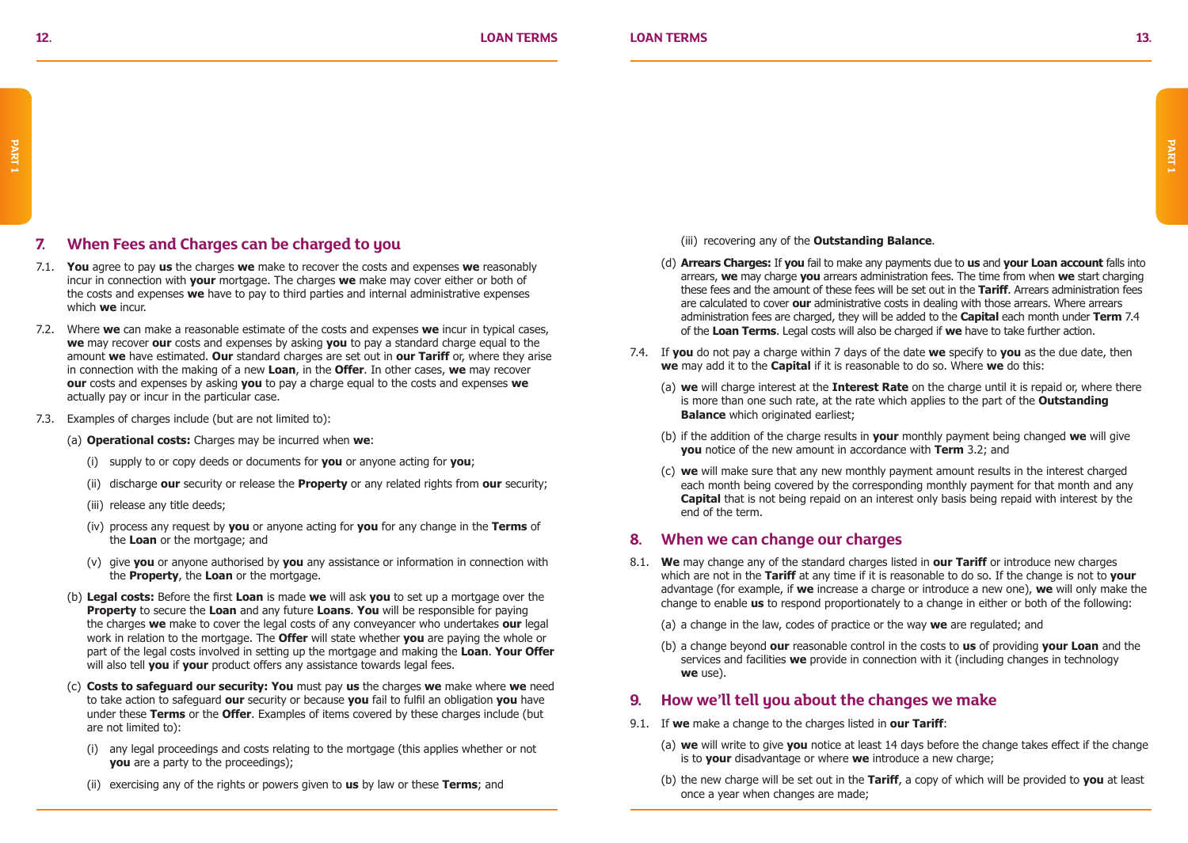## 7. When Fees and Charges can be charged to you

7.1. **You** agree to pay **us** the charges **we** make to recover the costs and expenses **we** reasonably incur in connection with **your** mortgage. The charges **we** make may cover either or both of the costs and expenses **we** have to pay to third parties and internal administrative expenses which **we** incur.

7.2. Where **we** can make a reasonable estimate of the costs and expenses **we** incur in typical cases, **we** may recover **our** costs and expenses by asking **you** to pay a standard charge equal to the amount **we** have estimated. **Our** standard charges are set out in **our Tariff** or, where they arise in connection with the making of a new **Loan**, in the **Offer**. In other cases, **we** may recover **our** costs and expenses by asking **you** to pay a charge equal to the costs and expenses **we** actually pay or incur in the particular case.

7.3. Examples of charges include (but are not limited to):

(a) **Operational costs:** Charges may be incurred when **we**:

(i) supply to or copy deeds or documents for **you** or anyone acting for **you**;

(ii) discharge **our** security or release the **Property** or any related rights from **our** security;

(iii) release any title deeds;

(iv) process any request by **you** or anyone acting for **you** for any change in the **Terms** of the **Loan** or the mortgage; and

(v) give **you** or anyone authorised by **you** any assistance or information in connection with the **Property**, the **Loan** or the mortgage.

(b) **Legal costs:** Before the first **Loan** is made **we** will ask **you** to set up a mortgage over the **Property** to secure the **Loan** and any future **Loans**. **You** will be responsible for paying the charges **we** make to cover the legal costs of any conveyancer who undertakes **our** legal work in relation to the mortgage. The **Offer** will state whether **you** are paying the whole or part of the legal costs involved in setting up the mortgage and making the **Loan**. **Your Offer** will also tell **you** if **your** product offers any assistance towards legal fees.

(c) **Costs to safeguard our security: You** must pay **us** the charges **we** make where **we** need to take action to safeguard **our** security or because **you** fail to fulfil an obligation **you** have under these **Terms** or the **Offer**. Examples of items covered by these charges include (but are not limited to):

(i) any legal proceedings and costs relating to the mortgage (this applies whether or not **you** are a party to the proceedings);

(ii) exercising any of the rights or powers given to **us** by law or these **Terms**; and

(iii) recovering any of the **Outstanding Balance**.

(d) **Arrears Charges:** If **you** fail to make any payments due to **us** and **your Loan account** falls into arrears, **we** may charge **you** arrears administration fees. The time from when **we** start charging these fees and the amount of these fees will be set out in the **Tariff**. Arrears administration fees are calculated to cover **our** administrative costs in dealing with those arrears. Where arrears administration fees are charged, they will be added to the **Capital** each month under **Term** 7.4 of the **Loan Terms**. Legal costs will also be charged if **we** have to take further action.

7.4. If **you** do not pay a charge within 7 days of the date **we** specify to **you** as the due date, then **we** may add it to the **Capital** if it is reasonable to do so. Where **we** do this:

(a) **we** will charge interest at the **Interest Rate** on the charge until it is repaid or, where there is more than one such rate, at the rate which applies to the part of the **Outstanding Balance** which originated earliest;

(b) if the addition of the charge results in **your** monthly payment being changed **we** will give **you** notice of the new amount in accordance with **Term** 3.2; and

(c) **we** will make sure that any new monthly payment amount results in the interest charged each month being covered by the corresponding monthly payment for that month and any **Capital** that is not being repaid on an interest only basis being repaid with interest by the end of the term.

## 8. When we can change our charges

8.1. **We** may change any of the standard charges listed in **our Tariff** or introduce new charges which are not in the **Tariff** at any time if it is reasonable to do so. If the change is not to **your** advantage (for example, if **we** increase a charge or introduce a new one), **we** will only make the change to enable **us** to respond proportionately to a change in either or both of the following:

(a) a change in the law, codes of practice or the way **we** are regulated; and

(b) a change beyond **our** reasonable control in the costs to **us** of providing **your Loan** and the services and facilities **we** provide in connection with it (including changes in technology **we** use).

## 9. How we'll tell you about the changes we make

9.1. If **we** make a change to the charges listed in **our Tariff**:

(a) **we** will write to give **you** notice at least 14 days before the change takes effect if the change is to **your** disadvantage or where **we** introduce a new charge;

(b) the new charge will be set out in the **Tariff**, a copy of which will be provided to **you** at least once a year when changes are made;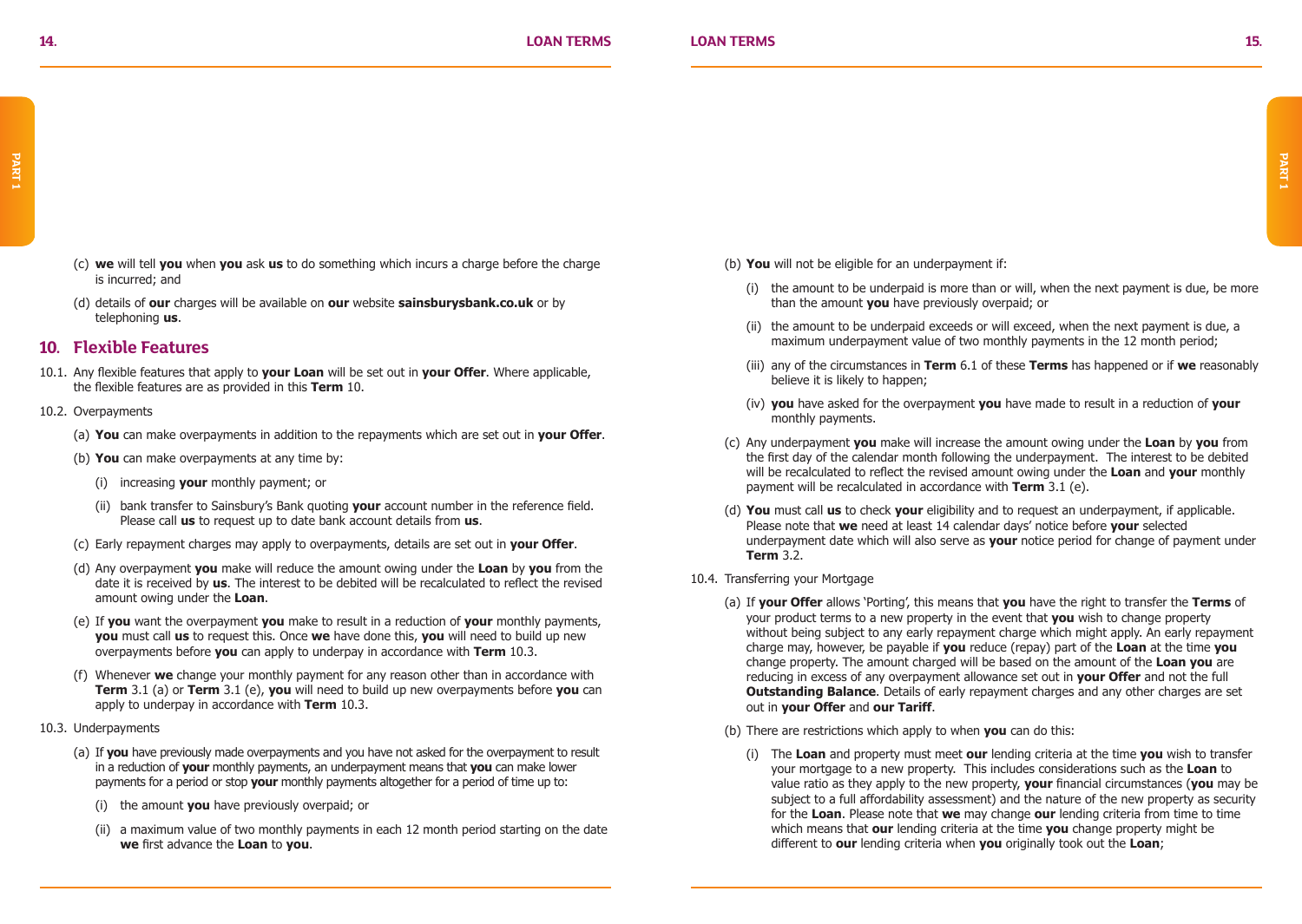(c) **we** will tell **you** when **you** ask **us** to do something which incurs a charge before the charge is incurred; and

(d) details of **our** charges will be available on **our** website **sainsburysbank.co.uk** or by telephoning **us**.

## 10. Flexible Features

10.1. Any flexible features that apply to **your Loan** will be set out in **your Offer**. Where applicable, the flexible features are as provided in this **Term** 10.

10.2. Overpayments

(a) **You** can make overpayments in addition to the repayments which are set out in **your Offer**.

(b) **You** can make overpayments at any time by:

(i) increasing **your** monthly payment; or

(ii) bank transfer to Sainsbury's Bank quoting **your** account number in the reference field. Please call **us** to request up to date bank account details from **us**.

(c) Early repayment charges may apply to overpayments, details are set out in **your Offer**.

(d) Any overpayment **you** make will reduce the amount owing under the **Loan** by **you** from the date it is received by **us**. The interest to be debited will be recalculated to reflect the revised amount owing under the **Loan**.

(e) If **you** want the overpayment **you** make to result in a reduction of **your** monthly payments, **you** must call **us** to request this. Once **we** have done this, **you** will need to build up new overpayments before **you** can apply to underpay in accordance with **Term** 10.3.

(f) Whenever **we** change your monthly payment for any reason other than in accordance with **Term** 3.1 (a) or **Term** 3.1 (e), **you** will need to build up new overpayments before **you** can apply to underpay in accordance with **Term** 10.3.

10.3. Underpayments

(a) If **you** have previously made overpayments and you have not asked for the overpayment to result in a reduction of **your** monthly payments, an underpayment means that **you** can make lower payments for a period or stop **your** monthly payments altogether for a period of time up to:

(i) the amount **you** have previously overpaid; or

(ii) a maximum value of two monthly payments in each 12 month period starting on the date **we** first advance the **Loan** to **you**.

(b) **You** will not be eligible for an underpayment if:

(i) the amount to be underpaid is more than or will, when the next payment is due, be more than the amount **you** have previously overpaid; or

(ii) the amount to be underpaid exceeds or will exceed, when the next payment is due, a maximum underpayment value of two monthly payments in the 12 month period;

(iii) any of the circumstances in **Term** 6.1 of these **Terms** has happened or if **we** reasonably believe it is likely to happen;

(iv) **you** have asked for the overpayment **you** have made to result in a reduction of **your** monthly payments.

(c) Any underpayment **you** make will increase the amount owing under the **Loan** by **you** from the first day of the calendar month following the underpayment. The interest to be debited will be recalculated to reflect the revised amount owing under the **Loan** and **your** monthly payment will be recalculated in accordance with **Term** 3.1 (e).

(d) **You** must call **us** to check **your** eligibility and to request an underpayment, if applicable. Please note that **we** need at least 14 calendar days' notice before **your** selected underpayment date which will also serve as **your** notice period for change of payment under **Term** 3.2.

10.4. Transferring your Mortgage

(a) If **your Offer** allows 'Porting', this means that **you** have the right to transfer the **Terms** of your product terms to a new property in the event that **you** wish to change property without being subject to any early repayment charge which might apply. An early repayment charge may, however, be payable if **you** reduce (repay) part of the **Loan** at the time **you** change property. The amount charged will be based on the amount of the **Loan you** are reducing in excess of any overpayment allowance set out in **your Offer** and not the full **Outstanding Balance**. Details of early repayment charges and any other charges are set out in **your Offer** and **our Tariff**.

(b) There are restrictions which apply to when **you** can do this:

(i) The **Loan** and property must meet **our** lending criteria at the time **you** wish to transfer your mortgage to a new property. This includes considerations such as the **Loan** to value ratio as they apply to the new property, **your** financial circumstances (**you** may be subject to a full affordability assessment) and the nature of the new property as security for the **Loan**. Please note that **we** may change **our** lending criteria from time to time which means that **our** lending criteria at the time **you** change property might be different to **our** lending criteria when **you** originally took out the **Loan**;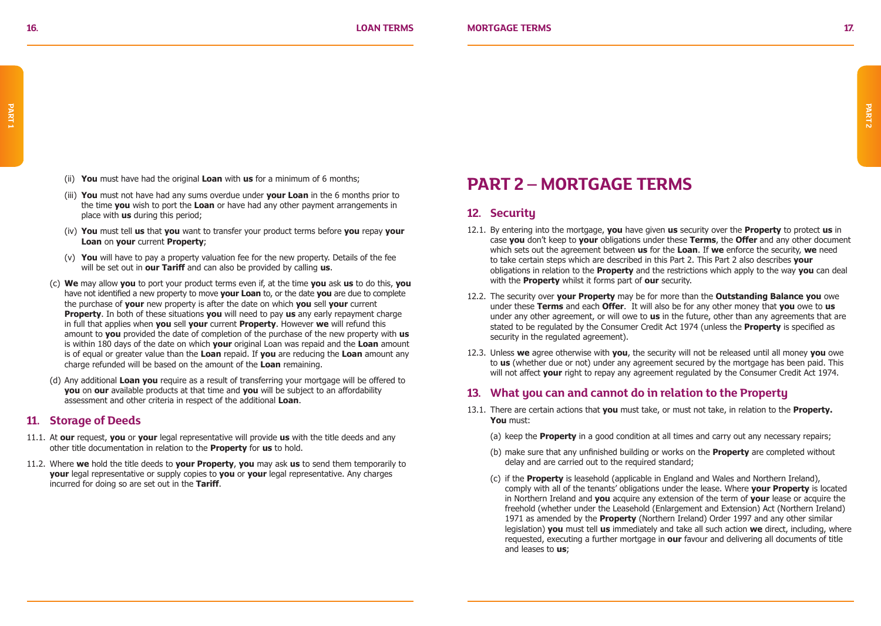(ii) **You** must have had the original **Loan** with **us** for a minimum of 6 months;

(iii) **You** must not have had any sums overdue under **your Loan** in the 6 months prior to the time **you** wish to port the **Loan** or have had any other payment arrangements in place with **us** during this period;

(iv) **You** must tell **us** that **you** want to transfer your product terms before **you** repay **your Loan** on **your** current **Property**;

(v) **You** will have to pay a property valuation fee for the new property. Details of the fee will be set out in **our Tariff** and can also be provided by calling **us**.

(c) **We** may allow **you** to port your product terms even if, at the time **you** ask **us** to do this, **you** have not identified a new property to move **your Loan** to, or the date **you** are due to complete the purchase of **your** new property is after the date on which **you** sell **your** current **Property**. In both of these situations **you** will need to pay **us** any early repayment charge in full that applies when **you** sell **your** current **Property**. However **we** will refund this amount to **you** provided the date of completion of the purchase of the new property with **us** is within 180 days of the date on which **your** original Loan was repaid and the **Loan** amount is of equal or greater value than the **Loan** repaid. If **you** are reducing the **Loan** amount any charge refunded will be based on the amount of the **Loan** remaining.

(d) Any additional **Loan you** require as a result of transferring your mortgage will be offered to **you** on **our** available products at that time and **you** will be subject to an affordability assessment and other criteria in respect of the additional **Loan**.

## 11. Storage of Deeds

11.1. At **our** request, **you** or **your** legal representative will provide **us** with the title deeds and any other title documentation in relation to the **Property** for **us** to hold.

11.2. Where **we** hold the title deeds to **your Property**, **you** may ask **us** to send them temporarily to **your** legal representative or supply copies to **you** or **your** legal representative. Any charges incurred for doing so are set out in the **Tariff**.

# PART 2 – MORTGAGE TERMS

## 12. Security

12.1. By entering into the mortgage, **you** have given **us** security over the **Property** to protect **us** in case **you** don't keep to **your** obligations under these **Terms**, the **Offer** and any other document which sets out the agreement between **us** for the **Loan**. If **we** enforce the security, **we** need to take certain steps which are described in this Part 2. This Part 2 also describes **your** obligations in relation to the **Property** and the restrictions which apply to the way **you** can deal with the **Property** whilst it forms part of **our** security.

12.2. The security over **your Property** may be for more than the **Outstanding Balance you** owe under these **Terms** and each **Offer**. It will also be for any other money that **you** owe to **us** under any other agreement, or will owe to **us** in the future, other than any agreements that are stated to be regulated by the Consumer Credit Act 1974 (unless the **Property** is specified as security in the regulated agreement).

12.3. Unless **we** agree otherwise with **you**, the security will not be released until all money **you** owe to **us** (whether due or not) under any agreement secured by the mortgage has been paid. This will not affect **your** right to repay any agreement regulated by the Consumer Credit Act 1974.

## 13. What you can and cannot do in relation to the Property

13.1. There are certain actions that **you** must take, or must not take, in relation to the **Property. You** must:

(a) keep the **Property** in a good condition at all times and carry out any necessary repairs;

(b) make sure that any unfinished building or works on the **Property** are completed without delay and are carried out to the required standard;

(c) if the **Property** is leasehold (applicable in England and Wales and Northern Ireland), comply with all of the tenants' obligations under the lease. Where **your Property** is located in Northern Ireland and **you** acquire any extension of the term of **your** lease or acquire the freehold (whether under the Leasehold (Enlargement and Extension) Act (Northern Ireland) 1971 as amended by the **Property** (Northern Ireland) Order 1997 and any other similar legislation) **you** must tell **us** immediately and take all such action **we** direct, including, where requested, executing a further mortgage in **our** favour and delivering all documents of title and leases to **us**;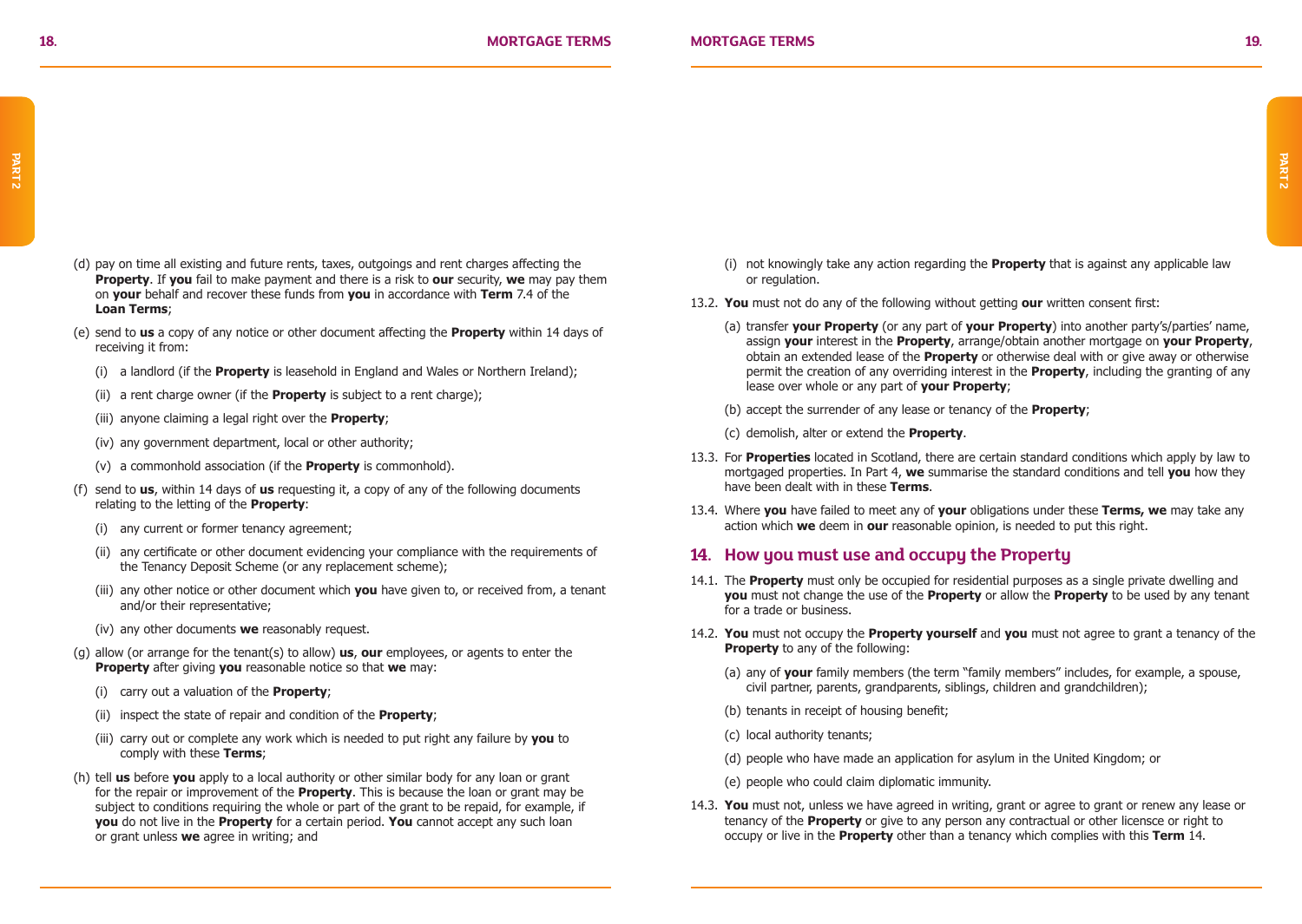(d) pay on time all existing and future rents, taxes, outgoings and rent charges affecting the **Property**. If **you** fail to make payment and there is a risk to **our** security, **we** may pay them on **your** behalf and recover these funds from **you** in accordance with **Term** 7.4 of the **Loan Terms**;

(e) send to **us** a copy of any notice or other document affecting the **Property** within 14 days of receiving it from:

   (i) a landlord (if the **Property** is leasehold in England and Wales or Northern Ireland);

   (ii) a rent charge owner (if the **Property** is subject to a rent charge);

   (iii) anyone claiming a legal right over the **Property**;

   (iv) any government department, local or other authority;

   (v) a commonhold association (if the **Property** is commonhold).

(f) send to **us**, within 14 days of **us** requesting it, a copy of any of the following documents relating to the letting of the **Property**:

   (i) any current or former tenancy agreement;

   (ii) any certificate or other document evidencing your compliance with the requirements of the Tenancy Deposit Scheme (or any replacement scheme);

   (iii) any other notice or other document which **you** have given to, or received from, a tenant and/or their representative;

   (iv) any other documents **we** reasonably request.

(g) allow (or arrange for the tenant(s) to allow) **us**, **our** employees, or agents to enter the **Property** after giving **you** reasonable notice so that **we** may:

   (i) carry out a valuation of the **Property**;

   (ii) inspect the state of repair and condition of the **Property**;

   (iii) carry out or complete any work which is needed to put right any failure by **you** to comply with these **Terms**;

(h) tell **us** before **you** apply to a local authority or other similar body for any loan or grant for the repair or improvement of the **Property**. This is because the loan or grant may be subject to conditions requiring the whole or part of the grant to be repaid, for example, if **you** do not live in the **Property** for a certain period. **You** cannot accept any such loan or grant unless **we** agree in writing; and

(i) not knowingly take any action regarding the **Property** that is against any applicable law or regulation.

13.2. **You** must not do any of the following without getting **our** written consent first:

   (a) transfer **your Property** (or any part of **your Property**) into another party's/parties' name, assign **your** interest in the **Property**, arrange/obtain another mortgage on **your Property**, obtain an extended lease of the **Property** or otherwise deal with or give away or otherwise permit the creation of any overriding interest in the **Property**, including the granting of any lease over whole or any part of **your Property**;

   (b) accept the surrender of any lease or tenancy of the **Property**;

   (c) demolish, alter or extend the **Property**.

13.3. For **Properties** located in Scotland, there are certain standard conditions which apply by law to mortgaged properties. In Part 4, **we** summarise the standard conditions and tell **you** how they have been dealt with in these **Terms**.

13.4. Where **you** have failed to meet any of **your** obligations under these **Terms, we** may take any action which **we** deem in **our** reasonable opinion, is needed to put this right.

## 14. How you must use and occupy the Property

14.1. The **Property** must only be occupied for residential purposes as a single private dwelling and **you** must not change the use of the **Property** or allow the **Property** to be used by any tenant for a trade or business.

14.2. **You** must not occupy the **Property yourself** and **you** must not agree to grant a tenancy of the **Property** to any of the following:

   (a) any of **your** family members (the term "family members" includes, for example, a spouse, civil partner, parents, grandparents, siblings, children and grandchildren);

   (b) tenants in receipt of housing benefit;

   (c) local authority tenants;

   (d) people who have made an application for asylum in the United Kingdom; or

   (e) people who could claim diplomatic immunity.

14.3. **You** must not, unless we have agreed in writing, grant or agree to grant or renew any lease or tenancy of the **Property** or give to any person any contractual or other licensce or right to occupy or live in the **Property** other than a tenancy which complies with this **Term** 14.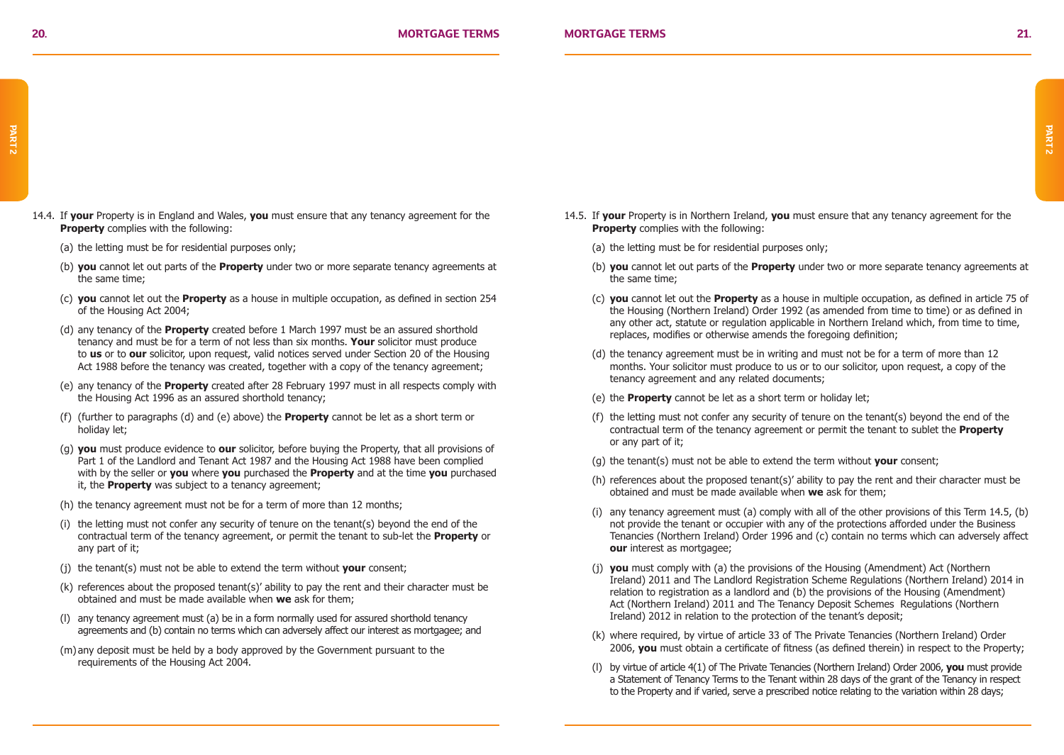14.4. If **your** Property is in England and Wales, **you** must ensure that any tenancy agreement for the **Property** complies with the following:

(a) the letting must be for residential purposes only;

(b) **you** cannot let out parts of the **Property** under two or more separate tenancy agreements at the same time;

(c) **you** cannot let out the **Property** as a house in multiple occupation, as defined in section 254 of the Housing Act 2004;

(d) any tenancy of the **Property** created before 1 March 1997 must be an assured shorthold tenancy and must be for a term of not less than six months. **Your** solicitor must produce to **us** or to **our** solicitor, upon request, valid notices served under Section 20 of the Housing Act 1988 before the tenancy was created, together with a copy of the tenancy agreement;

(e) any tenancy of the **Property** created after 28 February 1997 must in all respects comply with the Housing Act 1996 as an assured shorthold tenancy;

(f) (further to paragraphs (d) and (e) above) the **Property** cannot be let as a short term or holiday let;

(g) **you** must produce evidence to **our** solicitor, before buying the Property, that all provisions of Part 1 of the Landlord and Tenant Act 1987 and the Housing Act 1988 have been complied with by the seller or **you** where **you** purchased the **Property** and at the time **you** purchased it, the **Property** was subject to a tenancy agreement;

(h) the tenancy agreement must not be for a term of more than 12 months;

(i) the letting must not confer any security of tenure on the tenant(s) beyond the end of the contractual term of the tenancy agreement, or permit the tenant to sub-let the **Property** or any part of it;

(j) the tenant(s) must not be able to extend the term without **your** consent;

(k) references about the proposed tenant(s)' ability to pay the rent and their character must be obtained and must be made available when **we** ask for them;

(l) any tenancy agreement must (a) be in a form normally used for assured shorthold tenancy agreements and (b) contain no terms which can adversely affect our interest as mortgagee; and

(m) any deposit must be held by a body approved by the Government pursuant to the requirements of the Housing Act 2004.

14.5. If **your** Property is in Northern Ireland, **you** must ensure that any tenancy agreement for the **Property** complies with the following:

(a) the letting must be for residential purposes only;

(b) **you** cannot let out parts of the **Property** under two or more separate tenancy agreements at the same time;

(c) **you** cannot let out the **Property** as a house in multiple occupation, as defined in article 75 of the Housing (Northern Ireland) Order 1992 (as amended from time to time) or as defined in any other act, statute or regulation applicable in Northern Ireland which, from time to time, replaces, modifies or otherwise amends the foregoing definition;

(d) the tenancy agreement must be in writing and must not be for a term of more than 12 months. Your solicitor must produce to us or to our solicitor, upon request, a copy of the tenancy agreement and any related documents;

(e) the **Property** cannot be let as a short term or holiday let;

(f) the letting must not confer any security of tenure on the tenant(s) beyond the end of the contractual term of the tenancy agreement or permit the tenant to sublet the **Property** or any part of it;

(g) the tenant(s) must not be able to extend the term without **your** consent;

(h) references about the proposed tenant(s)' ability to pay the rent and their character must be obtained and must be made available when **we** ask for them;

(i) any tenancy agreement must (a) comply with all of the other provisions of this Term 14.5, (b) not provide the tenant or occupier with any of the protections afforded under the Business Tenancies (Northern Ireland) Order 1996 and (c) contain no terms which can adversely affect **our** interest as mortgagee;

(j) **you** must comply with (a) the provisions of the Housing (Amendment) Act (Northern Ireland) 2011 and The Landlord Registration Scheme Regulations (Northern Ireland) 2014 in relation to registration as a landlord and (b) the provisions of the Housing (Amendment) Act (Northern Ireland) 2011 and The Tenancy Deposit Schemes Regulations (Northern Ireland) 2012 in relation to the protection of the tenant's deposit;

(k) where required, by virtue of article 33 of The Private Tenancies (Northern Ireland) Order 2006, **you** must obtain a certificate of fitness (as defined therein) in respect to the Property;

(l) by virtue of article 4(1) of The Private Tenancies (Northern Ireland) Order 2006, **you** must provide a Statement of Tenancy Terms to the Tenant within 28 days of the grant of the Tenancy in respect to the Property and if varied, serve a prescribed notice relating to the variation within 28 days;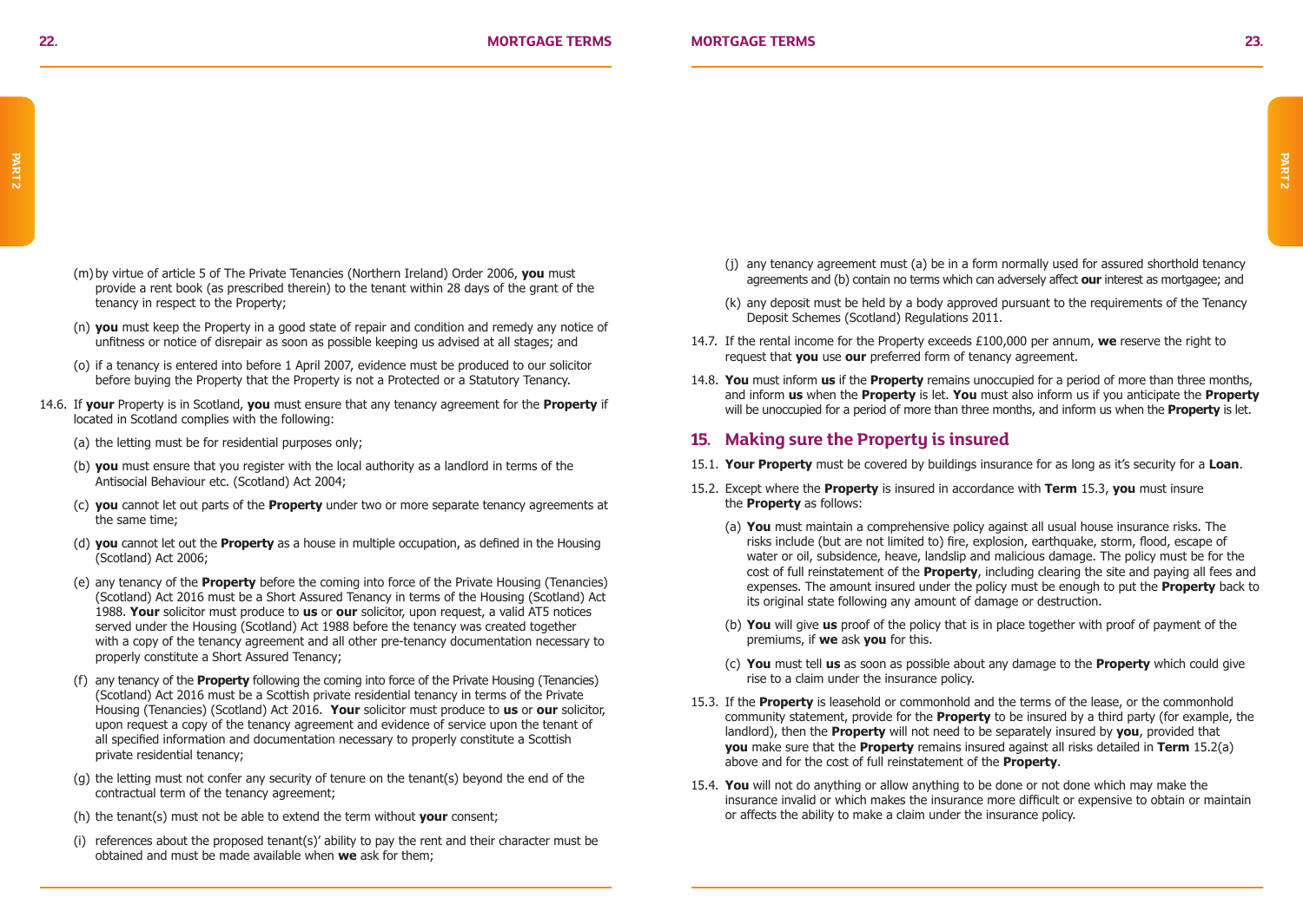(m) by virtue of article 5 of The Private Tenancies (Northern Ireland) Order 2006, **you** must provide a rent book (as prescribed therein) to the tenant within 28 days of the grant of the tenancy in respect to the Property;

(n) **you** must keep the Property in a good state of repair and condition and remedy any notice of unfitness or notice of disrepair as soon as possible keeping us advised at all stages; and

(o) if a tenancy is entered into before 1 April 2007, evidence must be produced to our solicitor before buying the Property that the Property is not a Protected or a Statutory Tenancy.

14.6. If **your** Property is in Scotland, **you** must ensure that any tenancy agreement for the **Property** if located in Scotland complies with the following:

(a) the letting must be for residential purposes only;

(b) **you** must ensure that you register with the local authority as a landlord in terms of the Antisocial Behaviour etc. (Scotland) Act 2004;

(c) **you** cannot let out parts of the **Property** under two or more separate tenancy agreements at the same time;

(d) **you** cannot let out the **Property** as a house in multiple occupation, as defined in the Housing (Scotland) Act 2006;

(e) any tenancy of the **Property** before the coming into force of the Private Housing (Tenancies) (Scotland) Act 2016 must be a Short Assured Tenancy in terms of the Housing (Scotland) Act 1988. **Your** solicitor must produce to **us** or **our** solicitor, upon request, a valid AT5 notices served under the Housing (Scotland) Act 1988 before the tenancy was created together with a copy of the tenancy agreement and all other pre-tenancy documentation necessary to properly constitute a Short Assured Tenancy;

(f) any tenancy of the **Property** following the coming into force of the Private Housing (Tenancies) (Scotland) Act 2016 must be a Scottish private residential tenancy in terms of the Private Housing (Tenancies) (Scotland) Act 2016. **Your** solicitor must produce to **us** or **our** solicitor, upon request a copy of the tenancy agreement and evidence of service upon the tenant of all specified information and documentation necessary to properly constitute a Scottish private residential tenancy;

(g) the letting must not confer any security of tenure on the tenant(s) beyond the end of the contractual term of the tenancy agreement;

(h) the tenant(s) must not be able to extend the term without **your** consent;

(i) references about the proposed tenant(s)' ability to pay the rent and their character must be obtained and must be made available when **we** ask for them;

(j) any tenancy agreement must (a) be in a form normally used for assured shorthold tenancy agreements and (b) contain no terms which can adversely affect **our** interest as mortgagee; and

(k) any deposit must be held by a body approved pursuant to the requirements of the Tenancy Deposit Schemes (Scotland) Regulations 2011.

14.7. If the rental income for the Property exceeds £100,000 per annum, **we** reserve the right to request that **you** use **our** preferred form of tenancy agreement.

14.8. **You** must inform **us** if the **Property** remains unoccupied for a period of more than three months, and inform **us** when the **Property** is let. **You** must also inform us if you anticipate the **Property** will be unoccupied for a period of more than three months, and inform us when the **Property** is let.

## 15. Making sure the Property is insured

15.1. **Your Property** must be covered by buildings insurance for as long as it's security for a **Loan**.

15.2. Except where the **Property** is insured in accordance with **Term** 15.3, **you** must insure the **Property** as follows:

(a) **You** must maintain a comprehensive policy against all usual house insurance risks. The risks include (but are not limited to) fire, explosion, earthquake, storm, flood, escape of water or oil, subsidence, heave, landslip and malicious damage. The policy must be for the cost of full reinstatement of the **Property**, including clearing the site and paying all fees and expenses. The amount insured under the policy must be enough to put the **Property** back to its original state following any amount of damage or destruction.

(b) **You** will give **us** proof of the policy that is in place together with proof of payment of the premiums, if **we** ask **you** for this.

(c) **You** must tell **us** as soon as possible about any damage to the **Property** which could give rise to a claim under the insurance policy.

15.3. If the **Property** is leasehold or commonhold and the terms of the lease, or the commonhold community statement, provide for the **Property** to be insured by a third party (for example, the landlord), then the **Property** will not need to be separately insured by **you**, provided that **you** make sure that the **Property** remains insured against all risks detailed in **Term** 15.2(a) above and for the cost of full reinstatement of the **Property**.

15.4. **You** will not do anything or allow anything to be done or not done which may make the insurance invalid or which makes the insurance more difficult or expensive to obtain or maintain or affects the ability to make a claim under the insurance policy.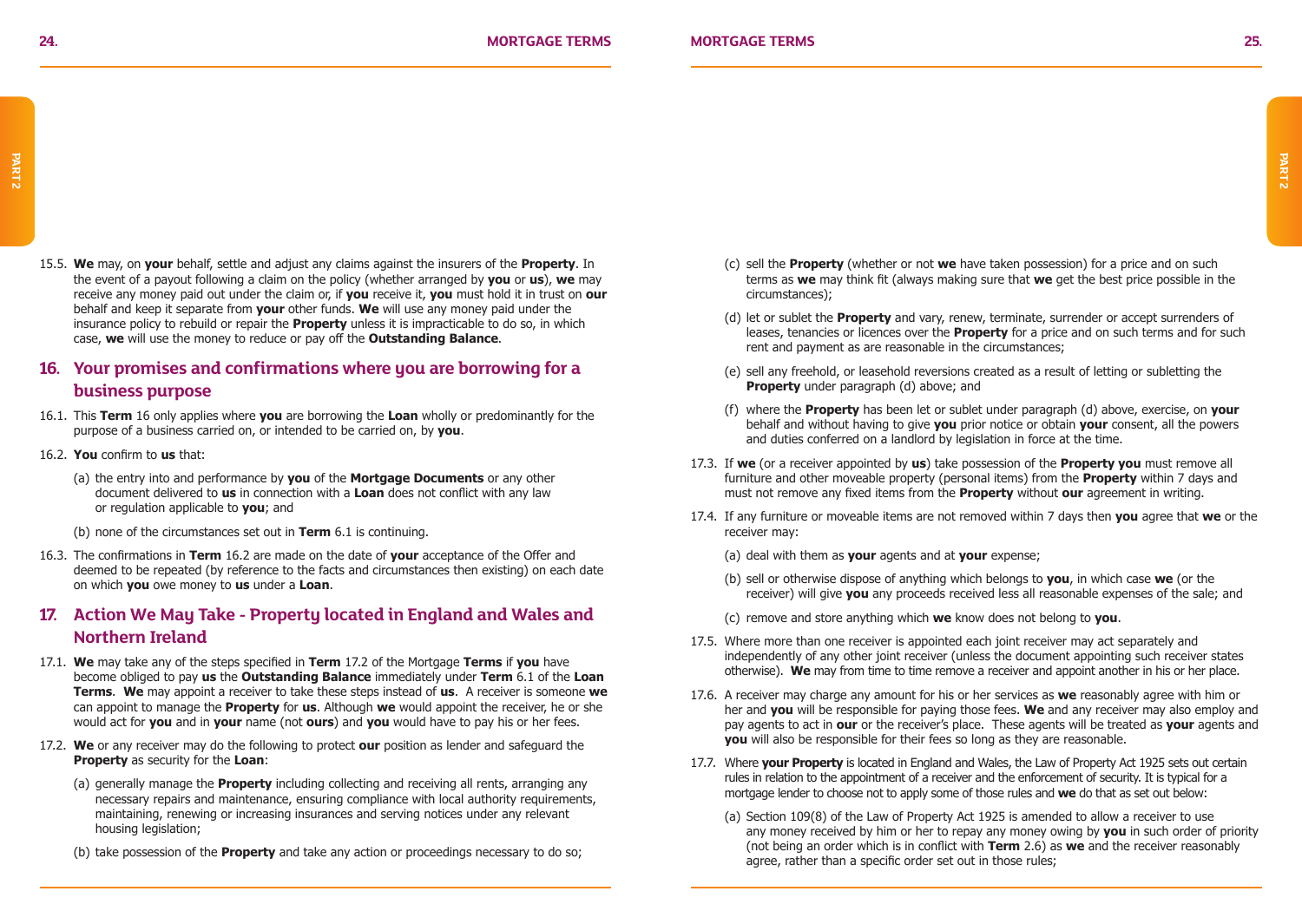15.5. **We** may, on **your** behalf, settle and adjust any claims against the insurers of the **Property**. In the event of a payout following a claim on the policy (whether arranged by **you** or **us**), **we** may receive any money paid out under the claim or, if **you** receive it, **you** must hold it in trust on **our** behalf and keep it separate from **your** other funds. **We** will use any money paid under the insurance policy to rebuild or repair the **Property** unless it is impracticable to do so, in which case, **we** will use the money to reduce or pay off the **Outstanding Balance**.

## 16. Your promises and confirmations where you are borrowing for a business purpose

16.1. This **Term** 16 only applies where **you** are borrowing the **Loan** wholly or predominantly for the purpose of a business carried on, or intended to be carried on, by **you**.

16.2. **You** confirm to **us** that:

(a) the entry into and performance by **you** of the **Mortgage Documents** or any other document delivered to **us** in connection with a **Loan** does not conflict with any law or regulation applicable to **you**; and

(b) none of the circumstances set out in **Term** 6.1 is continuing.

16.3. The confirmations in **Term** 16.2 are made on the date of **your** acceptance of the Offer and deemed to be repeated (by reference to the facts and circumstances then existing) on each date on which **you** owe money to **us** under a **Loan**.

## 17. Action We May Take - Property located in England and Wales and Northern Ireland

17.1. **We** may take any of the steps specified in **Term** 17.2 of the Mortgage **Terms** if **you** have become obliged to pay **us** the **Outstanding Balance** immediately under **Term** 6.1 of the **Loan Terms**. **We** may appoint a receiver to take these steps instead of **us**. A receiver is someone **we** can appoint to manage the **Property** for **us**. Although **we** would appoint the receiver, he or she would act for **you** and in **your** name (not **ours**) and **you** would have to pay his or her fees.

17.2. **We** or any receiver may do the following to protect **our** position as lender and safeguard the **Property** as security for the **Loan**:

(a) generally manage the **Property** including collecting and receiving all rents, arranging any necessary repairs and maintenance, ensuring compliance with local authority requirements, maintaining, renewing or increasing insurances and serving notices under any relevant housing legislation;

(b) take possession of the **Property** and take any action or proceedings necessary to do so;

(c) sell the **Property** (whether or not **we** have taken possession) for a price and on such terms as **we** may think fit (always making sure that **we** get the best price possible in the circumstances);

(d) let or sublet the **Property** and vary, renew, terminate, surrender or accept surrenders of leases, tenancies or licences over the **Property** for a price and on such terms and for such rent and payment as are reasonable in the circumstances;

(e) sell any freehold, or leasehold reversions created as a result of letting or subletting the **Property** under paragraph (d) above; and

(f) where the **Property** has been let or sublet under paragraph (d) above, exercise, on **your** behalf and without having to give **you** prior notice or obtain **your** consent, all the powers and duties conferred on a landlord by legislation in force at the time.

17.3. If **we** (or a receiver appointed by **us**) take possession of the **Property you** must remove all furniture and other moveable property (personal items) from the **Property** within 7 days and must not remove any fixed items from the **Property** without **our** agreement in writing.

17.4. If any furniture or moveable items are not removed within 7 days then **you** agree that **we** or the receiver may:

(a) deal with them as **your** agents and at **your** expense;

(b) sell or otherwise dispose of anything which belongs to **you**, in which case **we** (or the receiver) will give **you** any proceeds received less all reasonable expenses of the sale; and

(c) remove and store anything which **we** know does not belong to **you**.

17.5. Where more than one receiver is appointed each joint receiver may act separately and independently of any other joint receiver (unless the document appointing such receiver states otherwise). **We** may from time to time remove a receiver and appoint another in his or her place.

17.6. A receiver may charge any amount for his or her services as **we** reasonably agree with him or her and **you** will be responsible for paying those fees. **We** and any receiver may also employ and pay agents to act in **our** or the receiver's place. These agents will be treated as **your** agents and **you** will also be responsible for their fees so long as they are reasonable.

17.7. Where **your Property** is located in England and Wales, the Law of Property Act 1925 sets out certain rules in relation to the appointment of a receiver and the enforcement of security. It is typical for a mortgage lender to choose not to apply some of those rules and **we** do that as set out below:

(a) Section 109(8) of the Law of Property Act 1925 is amended to allow a receiver to use any money received by him or her to repay any money owing by **you** in such order of priority (not being an order which is in conflict with **Term** 2.6) as **we** and the receiver reasonably agree, rather than a specific order set out in those rules;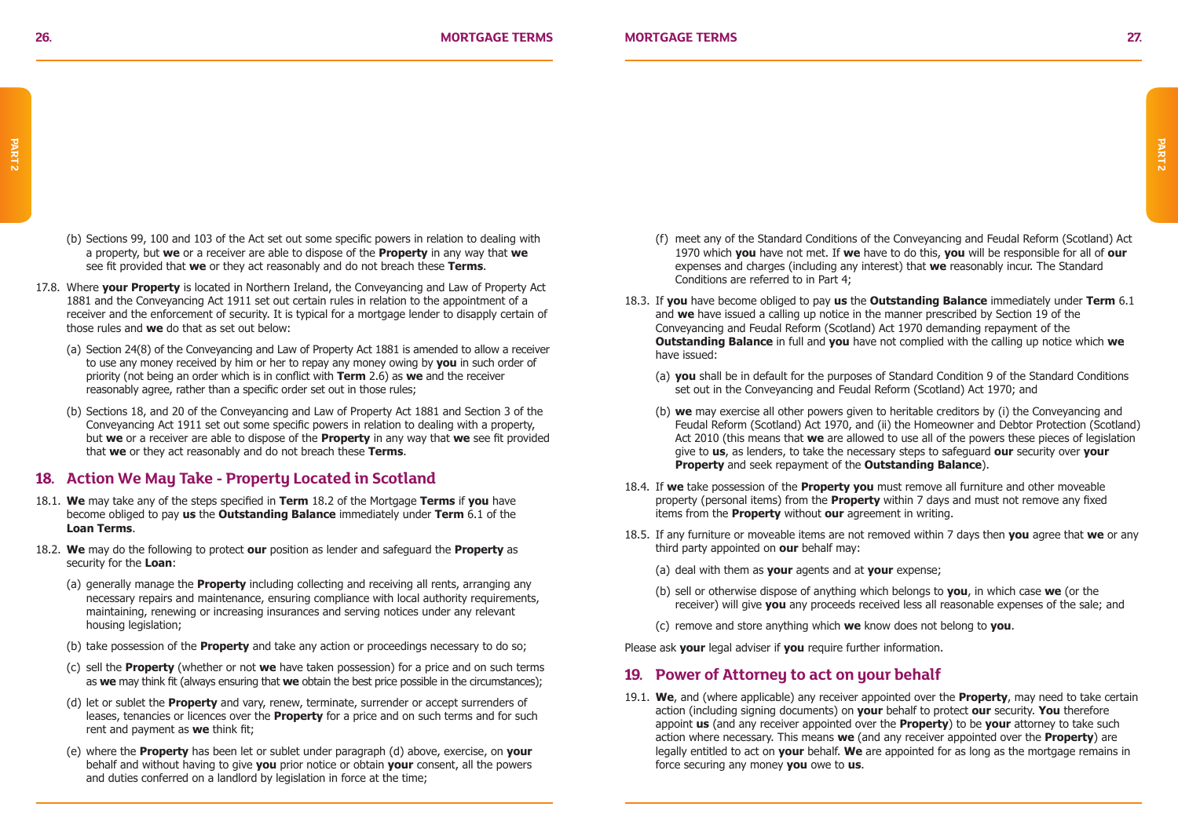(b) Sections 99, 100 and 103 of the Act set out some specific powers in relation to dealing with a property, but **we** or a receiver are able to dispose of the **Property** in any way that **we** see fit provided that **we** or they act reasonably and do not breach these **Terms**.

17.8. Where **your Property** is located in Northern Ireland, the Conveyancing and Law of Property Act 1881 and the Conveyancing Act 1911 set out certain rules in relation to the appointment of a receiver and the enforcement of security. It is typical for a mortgage lender to disapply certain of those rules and **we** do that as set out below:

(a) Section 24(8) of the Conveyancing and Law of Property Act 1881 is amended to allow a receiver to use any money received by him or her to repay any money owing by **you** in such order of priority (not being an order which is in conflict with **Term** 2.6) as **we** and the receiver reasonably agree, rather than a specific order set out in those rules;

(b) Sections 18, and 20 of the Conveyancing and Law of Property Act 1881 and Section 3 of the Conveyancing Act 1911 set out some specific powers in relation to dealing with a property, but **we** or a receiver are able to dispose of the **Property** in any way that **we** see fit provided that **we** or they act reasonably and do not breach these **Terms**.

## 18. Action We May Take - Property Located in Scotland

18.1. **We** may take any of the steps specified in **Term** 18.2 of the Mortgage **Terms** if **you** have become obliged to pay **us** the **Outstanding Balance** immediately under **Term** 6.1 of the **Loan Terms**.

18.2. **We** may do the following to protect **our** position as lender and safeguard the **Property** as security for the **Loan**:

(a) generally manage the **Property** including collecting and receiving all rents, arranging any necessary repairs and maintenance, ensuring compliance with local authority requirements, maintaining, renewing or increasing insurances and serving notices under any relevant housing legislation;

(b) take possession of the **Property** and take any action or proceedings necessary to do so;

(c) sell the **Property** (whether or not **we** have taken possession) for a price and on such terms as **we** may think fit (always ensuring that **we** obtain the best price possible in the circumstances);

(d) let or sublet the **Property** and vary, renew, terminate, surrender or accept surrenders of leases, tenancies or licences over the **Property** for a price and on such terms and for such rent and payment as **we** think fit;

(e) where the **Property** has been let or sublet under paragraph (d) above, exercise, on **your** behalf and without having to give **you** prior notice or obtain **your** consent, all the powers and duties conferred on a landlord by legislation in force at the time;

(f) meet any of the Standard Conditions of the Conveyancing and Feudal Reform (Scotland) Act 1970 which **you** have not met. If **we** have to do this, **you** will be responsible for all of **our** expenses and charges (including any interest) that **we** reasonably incur. The Standard Conditions are referred to in Part 4;

18.3. If **you** have become obliged to pay **us** the **Outstanding Balance** immediately under **Term** 6.1 and **we** have issued a calling up notice in the manner prescribed by Section 19 of the Conveyancing and Feudal Reform (Scotland) Act 1970 demanding repayment of the **Outstanding Balance** in full and **you** have not complied with the calling up notice which **we** have issued:

(a) **you** shall be in default for the purposes of Standard Condition 9 of the Standard Conditions set out in the Conveyancing and Feudal Reform (Scotland) Act 1970; and

(b) **we** may exercise all other powers given to heritable creditors by (i) the Conveyancing and Feudal Reform (Scotland) Act 1970, and (ii) the Homeowner and Debtor Protection (Scotland) Act 2010 (this means that **we** are allowed to use all of the powers these pieces of legislation give to **us**, as lenders, to take the necessary steps to safeguard **our** security over **your Property** and seek repayment of the **Outstanding Balance**).

18.4. If **we** take possession of the **Property you** must remove all furniture and other moveable property (personal items) from the **Property** within 7 days and must not remove any fixed items from the **Property** without **our** agreement in writing.

18.5. If any furniture or moveable items are not removed within 7 days then **you** agree that **we** or any third party appointed on **our** behalf may:

(a) deal with them as **your** agents and at **your** expense;

(b) sell or otherwise dispose of anything which belongs to **you**, in which case **we** (or the receiver) will give **you** any proceeds received less all reasonable expenses of the sale; and

(c) remove and store anything which **we** know does not belong to **you**.

Please ask **your** legal adviser if **you** require further information.

## 19. Power of Attorney to act on your behalf

19.1. **We**, and (where applicable) any receiver appointed over the **Property**, may need to take certain action (including signing documents) on **your** behalf to protect **our** security. **You** therefore appoint **us** (and any receiver appointed over the **Property**) to be **your** attorney to take such action where necessary. This means **we** (and any receiver appointed over the **Property**) are legally entitled to act on **your** behalf. **We** are appointed for as long as the mortgage remains in force securing any money **you** owe to **us**.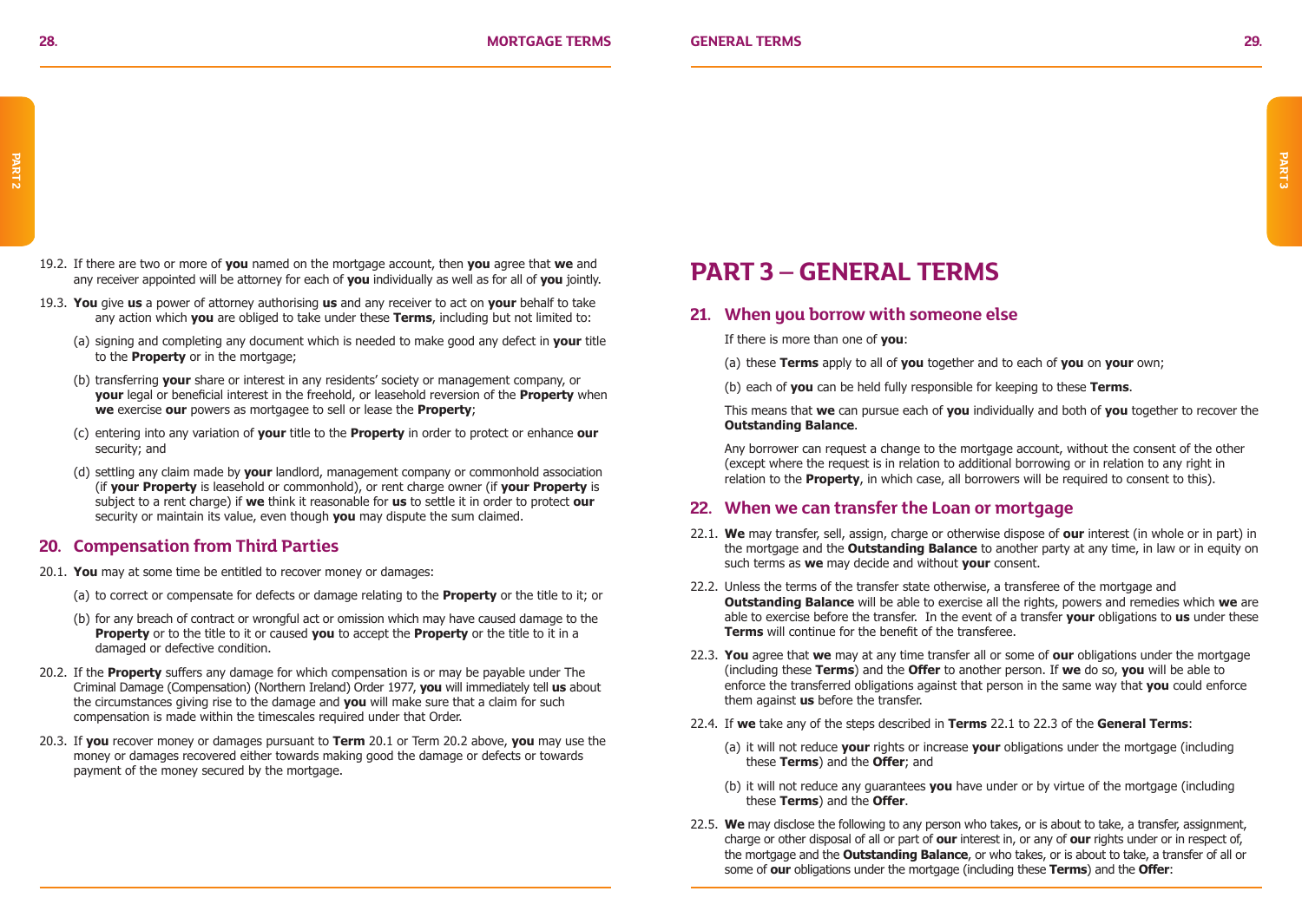19.2. If there are two or more of **you** named on the mortgage account, then **you** agree that **we** and any receiver appointed will be attorney for each of **you** individually as well as for all of **you** jointly.

19.3. **You** give **us** a power of attorney authorising **us** and any receiver to act on **your** behalf to take any action which **you** are obliged to take under these **Terms**, including but not limited to:

(a) signing and completing any document which is needed to make good any defect in **your** title to the **Property** or in the mortgage;

(b) transferring **your** share or interest in any residents' society or management company, or **your** legal or beneficial interest in the freehold, or leasehold reversion of the **Property** when **we** exercise **our** powers as mortgagee to sell or lease the **Property**;

(c) entering into any variation of **your** title to the **Property** in order to protect or enhance **our** security; and

(d) settling any claim made by **your** landlord, management company or commonhold association (if **your Property** is leasehold or commonhold), or rent charge owner (if **your Property** is subject to a rent charge) if **we** think it reasonable for **us** to settle it in order to protect **our** security or maintain its value, even though **you** may dispute the sum claimed.

## 20. Compensation from Third Parties

20.1. **You** may at some time be entitled to recover money or damages:

(a) to correct or compensate for defects or damage relating to the **Property** or the title to it; or

(b) for any breach of contract or wrongful act or omission which may have caused damage to the **Property** or to the title to it or caused **you** to accept the **Property** or the title to it in a damaged or defective condition.

20.2. If the **Property** suffers any damage for which compensation is or may be payable under The Criminal Damage (Compensation) (Northern Ireland) Order 1977, **you** will immediately tell **us** about the circumstances giving rise to the damage and **you** will make sure that a claim for such compensation is made within the timescales required under that Order.

20.3. If **you** recover money or damages pursuant to **Term** 20.1 or Term 20.2 above, **you** may use the money or damages recovered either towards making good the damage or defects or towards payment of the money secured by the mortgage.

# PART 3 – GENERAL TERMS

## 21. When you borrow with someone else

If there is more than one of **you**:

(a) these **Terms** apply to all of **you** together and to each of **you** on **your** own;

(b) each of **you** can be held fully responsible for keeping to these **Terms**.

This means that **we** can pursue each of **you** individually and both of **you** together to recover the **Outstanding Balance**.

Any borrower can request a change to the mortgage account, without the consent of the other (except where the request is in relation to additional borrowing or in relation to any right in relation to the **Property**, in which case, all borrowers will be required to consent to this).

## 22. When we can transfer the Loan or mortgage

22.1. **We** may transfer, sell, assign, charge or otherwise dispose of **our** interest (in whole or in part) in the mortgage and the **Outstanding Balance** to another party at any time, in law or in equity on such terms as **we** may decide and without **your** consent.

22.2. Unless the terms of the transfer state otherwise, a transferee of the mortgage and **Outstanding Balance** will be able to exercise all the rights, powers and remedies which **we** are able to exercise before the transfer. In the event of a transfer **your** obligations to **us** under these **Terms** will continue for the benefit of the transferee.

22.3. **You** agree that **we** may at any time transfer all or some of **our** obligations under the mortgage (including these **Terms**) and the **Offer** to another person. If **we** do so, **you** will be able to enforce the transferred obligations against that person in the same way that **you** could enforce them against **us** before the transfer.

22.4. If **we** take any of the steps described in **Terms** 22.1 to 22.3 of the **General Terms**:

(a) it will not reduce **your** rights or increase **your** obligations under the mortgage (including these **Terms**) and the **Offer**; and

(b) it will not reduce any guarantees **you** have under or by virtue of the mortgage (including these **Terms**) and the **Offer**.

22.5. **We** may disclose the following to any person who takes, or is about to take, a transfer, assignment, charge or other disposal of all or part of **our** interest in, or any of **our** rights under or in respect of, the mortgage and the **Outstanding Balance**, or who takes, or is about to take, a transfer of all or some of **our** obligations under the mortgage (including these **Terms**) and the **Offer**: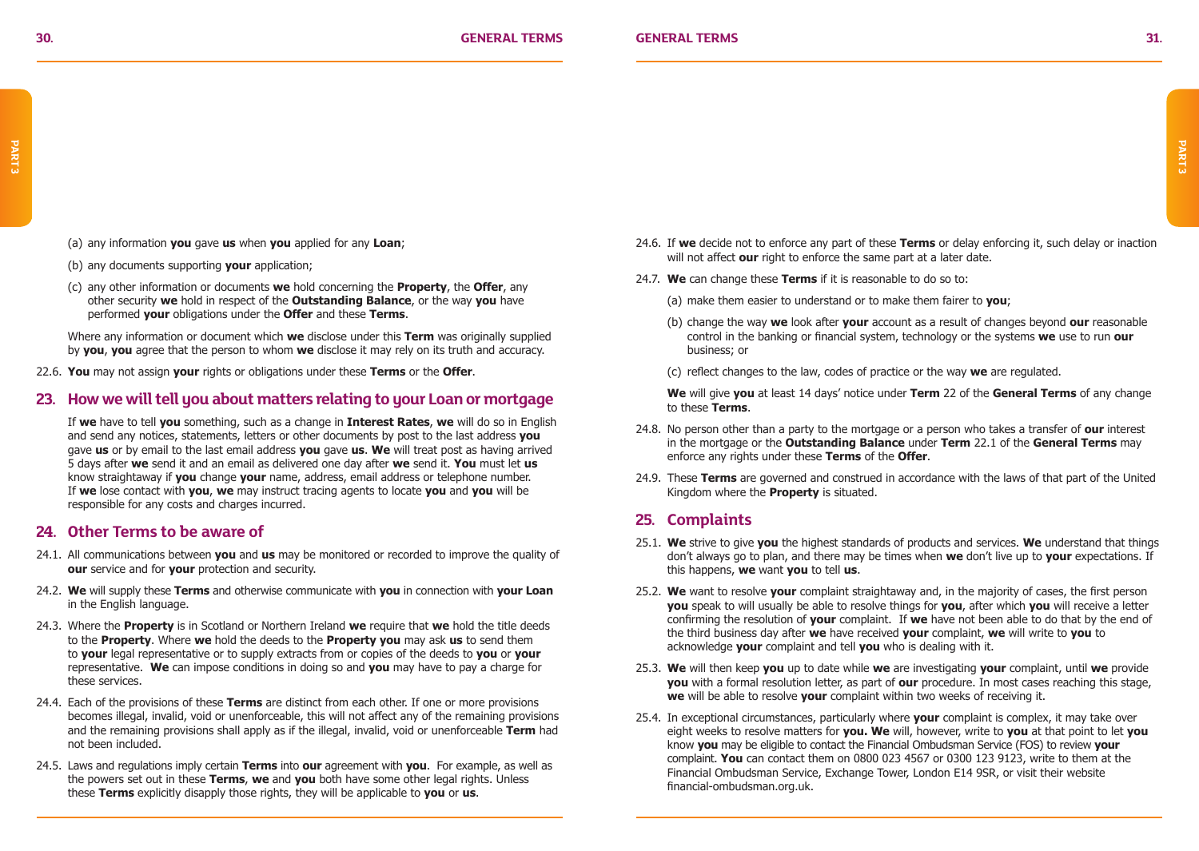(a) any information **you** gave **us** when **you** applied for any **Loan**;

(b) any documents supporting **your** application;

(c) any other information or documents **we** hold concerning the **Property**, the **Offer**, any other security **we** hold in respect of the **Outstanding Balance**, or the way **you** have performed **your** obligations under the **Offer** and these **Terms**.

Where any information or document which **we** disclose under this **Term** was originally supplied by **you**, **you** agree that the person to whom **we** disclose it may rely on its truth and accuracy.

22.6. **You** may not assign **your** rights or obligations under these **Terms** or the **Offer**.

## 23. How we will tell you about matters relating to your Loan or mortgage

If **we** have to tell **you** something, such as a change in **Interest Rates**, **we** will do so in English and send any notices, statements, letters or other documents by post to the last address **you** gave **us** or by email to the last email address **you** gave **us**. **We** will treat post as having arrived 5 days after **we** send it and an email as delivered one day after **we** send it. **You** must let **us** know straightaway if **you** change **your** name, address, email address or telephone number. If **we** lose contact with **you**, **we** may instruct tracing agents to locate **you** and **you** will be responsible for any costs and charges incurred.

## 24. Other Terms to be aware of

24.1. All communications between **you** and **us** may be monitored or recorded to improve the quality of **our** service and for **your** protection and security.

24.2. **We** will supply these **Terms** and otherwise communicate with **you** in connection with **your Loan** in the English language.

24.3. Where the **Property** is in Scotland or Northern Ireland **we** require that **we** hold the title deeds to the **Property**. Where **we** hold the deeds to the **Property you** may ask **us** to send them to **your** legal representative or to supply extracts from or copies of the deeds to **you** or **your** representative. **We** can impose conditions in doing so and **you** may have to pay a charge for these services.

24.4. Each of the provisions of these **Terms** are distinct from each other. If one or more provisions becomes illegal, invalid, void or unenforceable, this will not affect any of the remaining provisions and the remaining provisions shall apply as if the illegal, invalid, void or unenforceable **Term** had not been included.

24.5. Laws and regulations imply certain **Terms** into **our** agreement with **you**. For example, as well as the powers set out in these **Terms**, **we** and **you** both have some other legal rights. Unless these **Terms** explicitly disapply those rights, they will be applicable to **you** or **us**.

24.6. If **we** decide not to enforce any part of these **Terms** or delay enforcing it, such delay or inaction will not affect **our** right to enforce the same part at a later date.

24.7. **We** can change these **Terms** if it is reasonable to do so to:

(a) make them easier to understand or to make them fairer to **you**;

(b) change the way **we** look after **your** account as a result of changes beyond **our** reasonable control in the banking or financial system, technology or the systems **we** use to run **our** business; or

(c) reflect changes to the law, codes of practice or the way **we** are regulated.

**We** will give **you** at least 14 days' notice under **Term** 22 of the **General Terms** of any change to these **Terms**.

24.8. No person other than a party to the mortgage or a person who takes a transfer of **our** interest in the mortgage or the **Outstanding Balance** under **Term** 22.1 of the **General Terms** may enforce any rights under these **Terms** of the **Offer**.

24.9. These **Terms** are governed and construed in accordance with the laws of that part of the United Kingdom where the **Property** is situated.

## 25. Complaints

25.1. **We** strive to give **you** the highest standards of products and services. **We** understand that things don't always go to plan, and there may be times when **we** don't live up to **your** expectations. If this happens, **we** want **you** to tell **us**.

25.2. **We** want to resolve **your** complaint straightaway and, in the majority of cases, the first person **you** speak to will usually be able to resolve things for **you**, after which **you** will receive a letter confirming the resolution of **your** complaint. If **we** have not been able to do that by the end of the third business day after **we** have received **your** complaint, **we** will write to **you** to acknowledge **your** complaint and tell **you** who is dealing with it.

25.3. **We** will then keep **you** up to date while **we** are investigating **your** complaint, until **we** provide **you** with a formal resolution letter, as part of **our** procedure. In most cases reaching this stage, **we** will be able to resolve **your** complaint within two weeks of receiving it.

25.4. In exceptional circumstances, particularly where **your** complaint is complex, it may take over eight weeks to resolve matters for **you. We** will, however, write to **you** at that point to let **you** know **you** may be eligible to contact the Financial Ombudsman Service (FOS) to review **your** complaint. **You** can contact them on 0800 023 4567 or 0300 123 9123, write to them at the Financial Ombudsman Service, Exchange Tower, London E14 9SR, or visit their website financial-ombudsman.org.uk.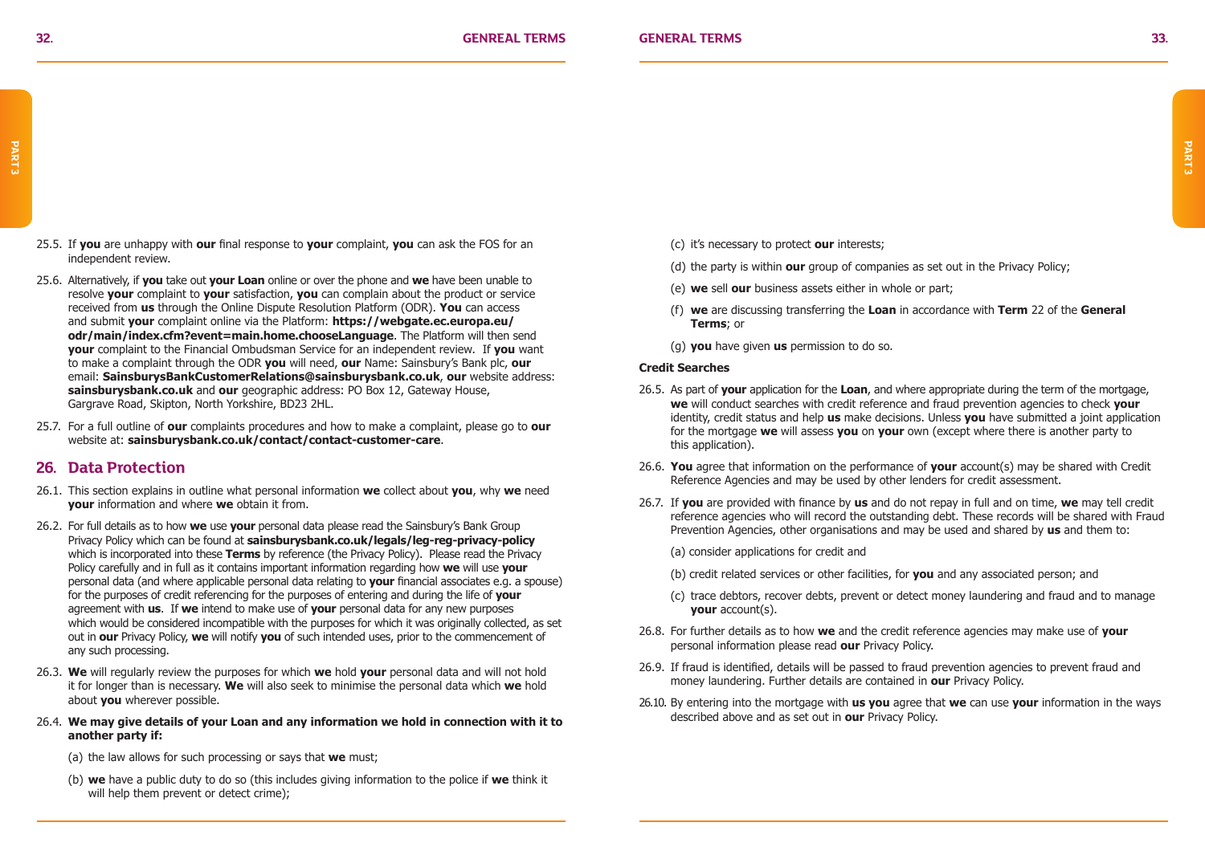25.5. If **you** are unhappy with **our** final response to **your** complaint, **you** can ask the FOS for an independent review.

25.6. Alternatively, if **you** take out **your Loan** online or over the phone and **we** have been unable to resolve **your** complaint to **your** satisfaction, **you** can complain about the product or service received from **us** through the Online Dispute Resolution Platform (ODR). **You** can access and submit **your** complaint online via the Platform: **https://webgate.ec.europa.eu/odr/main/index.cfm?event=main.home.chooseLanguage**. The Platform will then send **your** complaint to the Financial Ombudsman Service for an independent review. If **you** want to make a complaint through the ODR **you** will need, **our** Name: Sainsbury's Bank plc, **our** email: **SainsburysBankCustomerRelations@sainsburysbank.co.uk**, **our** website address: **sainsburysbank.co.uk** and **our** geographic address: PO Box 12, Gateway House, Gargrave Road, Skipton, North Yorkshire, BD23 2HL.

25.7. For a full outline of **our** complaints procedures and how to make a complaint, please go to **our** website at: **sainsburysbank.co.uk/contact/contact-customer-care**.

## 26. Data Protection

26.1. This section explains in outline what personal information **we** collect about **you**, why **we** need **your** information and where **we** obtain it from.

26.2. For full details as to how **we** use **your** personal data please read the Sainsbury's Bank Group Privacy Policy which can be found at **sainsburysbank.co.uk/legals/leg-reg-privacy-policy** which is incorporated into these **Terms** by reference (the Privacy Policy). Please read the Privacy Policy carefully and in full as it contains important information regarding how **we** will use **your** personal data (and where applicable personal data relating to **your** financial associates e.g. a spouse) for the purposes of credit referencing for the purposes of entering and during the life of **your** agreement with **us**. If **we** intend to make use of **your** personal data for any new purposes which would be considered incompatible with the purposes for which it was originally collected, as set out in **our** Privacy Policy, **we** will notify **you** of such intended uses, prior to the commencement of any such processing.

26.3. **We** will regularly review the purposes for which **we** hold **your** personal data and will not hold it for longer than is necessary. **We** will also seek to minimise the personal data which **we** hold about **you** wherever possible.

26.4. **We may give details of your Loan and any information we hold in connection with it to another party if:**

(a) the law allows for such processing or says that **we** must;

(b) **we** have a public duty to do so (this includes giving information to the police if **we** think it will help them prevent or detect crime);

(c) it's necessary to protect **our** interests;

(d) the party is within **our** group of companies as set out in the Privacy Policy;

(e) **we** sell **our** business assets either in whole or part;

(f) **we** are discussing transferring the **Loan** in accordance with **Term** 22 of the **General Terms**; or

(g) **you** have given **us** permission to do so.

**Credit Searches**

26.5. As part of **your** application for the **Loan**, and where appropriate during the term of the mortgage, **we** will conduct searches with credit reference and fraud prevention agencies to check **your** identity, credit status and help **us** make decisions. Unless **you** have submitted a joint application for the mortgage **we** will assess **you** on **your** own (except where there is another party to this application).

26.6. **You** agree that information on the performance of **your** account(s) may be shared with Credit Reference Agencies and may be used by other lenders for credit assessment.

26.7. If **you** are provided with finance by **us** and do not repay in full and on time, **we** may tell credit reference agencies who will record the outstanding debt. These records will be shared with Fraud Prevention Agencies, other organisations and may be used and shared by **us** and them to:

(a) consider applications for credit and

(b) credit related services or other facilities, for **you** and any associated person; and

(c) trace debtors, recover debts, prevent or detect money laundering and fraud and to manage **your** account(s).

26.8. For further details as to how **we** and the credit reference agencies may make use of **your** personal information please read **our** Privacy Policy.

26.9. If fraud is identified, details will be passed to fraud prevention agencies to prevent fraud and money laundering. Further details are contained in **our** Privacy Policy.

26.10. By entering into the mortgage with **us you** agree that **we** can use **your** information in the ways described above and as set out in **our** Privacy Policy.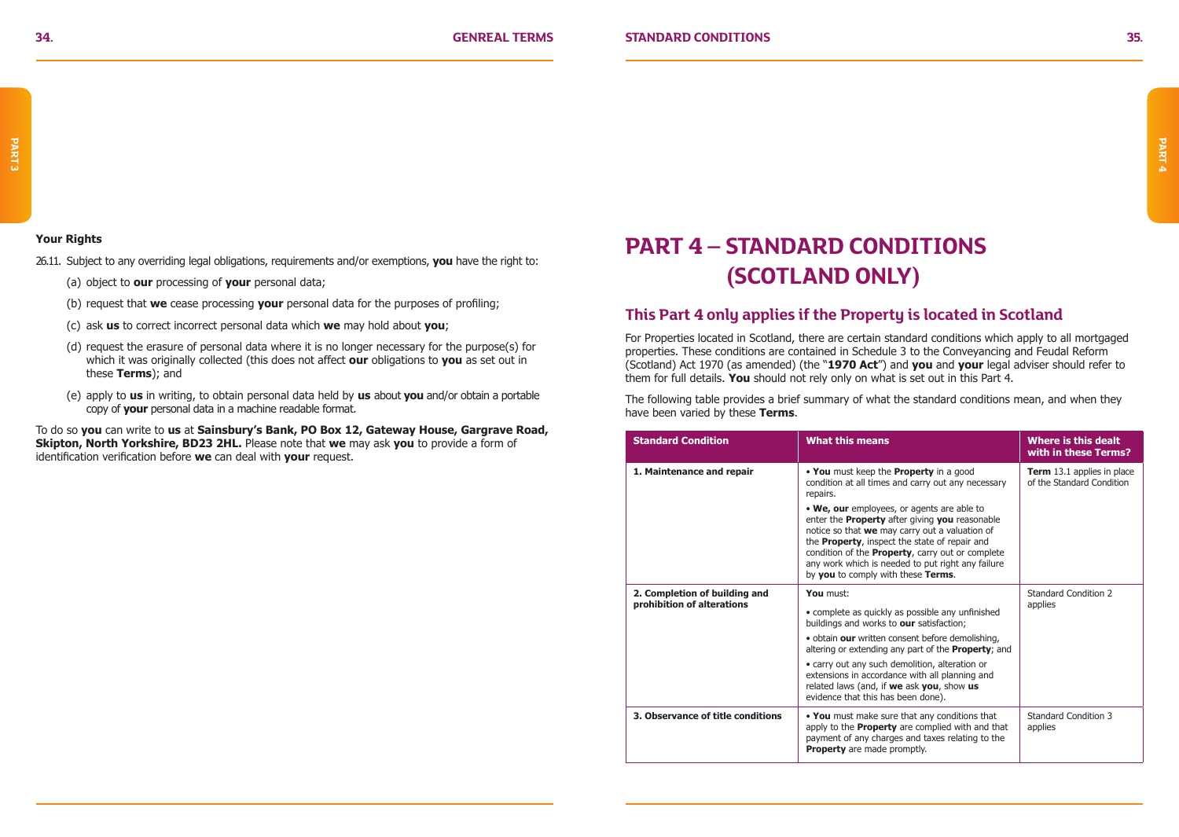### Your Rights

26.11. Subject to any overriding legal obligations, requirements and/or exemptions, **you** have the right to:

(a) object to **our** processing of **your** personal data;

(b) request that **we** cease processing **your** personal data for the purposes of profiling;

(c) ask **us** to correct incorrect personal data which **we** may hold about **you**;

(d) request the erasure of personal data where it is no longer necessary for the purpose(s) for which it was originally collected (this does not affect **our** obligations to **you** as set out in these **Terms**); and

(e) apply to **us** in writing, to obtain personal data held by **us** about **you** and/or obtain a portable copy of **your** personal data in a machine readable format.

To do so **you** can write to **us** at **Sainsbury's Bank, PO Box 12, Gateway House, Gargrave Road, Skipton, North Yorkshire, BD23 2HL.** Please note that **we** may ask **you** to provide a form of identification verification before **we** can deal with **your** request.

# PART 4 – STANDARD CONDITIONS (SCOTLAND ONLY)

## This Part 4 only applies if the Property is located in Scotland

For Properties located in Scotland, there are certain standard conditions which apply to all mortgaged properties. These conditions are contained in Schedule 3 to the Conveyancing and Feudal Reform (Scotland) Act 1970 (as amended) (the "**1970 Act**") and **you** and **your** legal adviser should refer to them for full details. **You** should not rely only on what is set out in this Part 4.

The following table provides a brief summary of what the standard conditions mean, and when they have been varied by these **Terms**.

| Standard Condition | What this means | Where is this dealt with in these Terms? |
|---|---|---|
| **1. Maintenance and repair** | • **You** must keep the **Property** in a good condition at all times and carry out any necessary repairs.<br>• **We, our** employees, or agents are able to enter the **Property** after giving **you** reasonable notice so that **we** may carry out a valuation of the **Property**, inspect the state of repair and condition of the **Property**, carry out or complete any work which is needed to put right any failure by **you** to comply with these **Terms**. | **Term** 13.1 applies in place of the Standard Condition |
| **2. Completion of building and prohibition of alterations** | **You** must:<br>• complete as quickly as possible any unfinished buildings and works to **our** satisfaction;<br>• obtain **our** written consent before demolishing, altering or extending any part of the **Property**; and<br>• carry out any such demolition, alteration or extensions in accordance with all planning and related laws (and, if **we** ask **you**, show **us** evidence that this has been done). | Standard Condition 2 applies |
| **3. Observance of title conditions** | • **You** must make sure that any conditions that apply to the **Property** are complied with and that payment of any charges and taxes relating to the **Property** are made promptly. | Standard Condition 3 applies |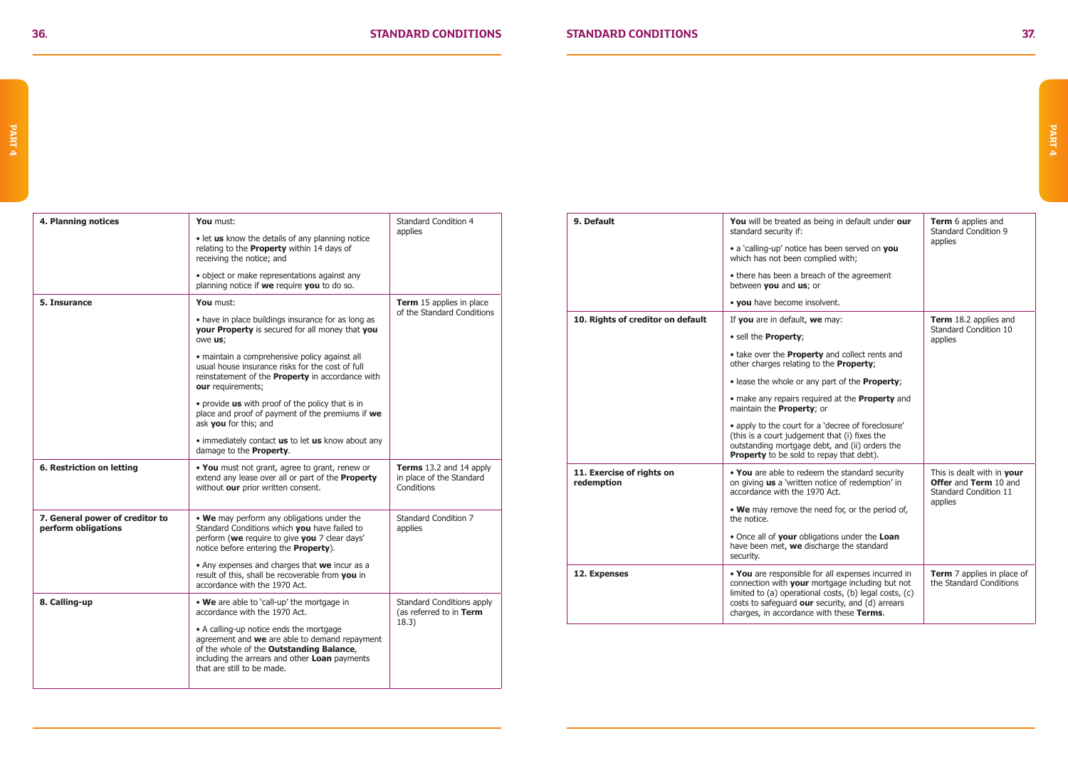| 4. Planning notices | **You** must:<br><br>• let **us** know the details of any planning notice relating to the **Property** within 14 days of receiving the notice; and<br><br>• object or make representations against any planning notice if **we** require **you** to do so. | Standard Condition 4 applies |
|---|---|---|
| **5. Insurance** | **You** must:<br><br>• have in place buildings insurance for as long as **your Property** is secured for all money that **you** owe **us**;<br><br>• maintain a comprehensive policy against all usual house insurance risks for the cost of full reinstatement of the **Property** in accordance with **our** requirements;<br><br>• provide **us** with proof of the policy that is in place and proof of payment of the premiums if **we** ask **you** for this; and<br><br>• immediately contact **us** to let **us** know about any damage to the **Property**. | **Term** 15 applies in place of the Standard Conditions |
| **6. Restriction on letting** | • **You** must not grant, agree to grant, renew or extend any lease over all or part of the **Property** without **our** prior written consent. | **Terms** 13.2 and 14 apply in place of the Standard Conditions |
| **7. General power of creditor to perform obligations** | • **We** may perform any obligations under the Standard Conditions which **you** have failed to perform (**we** require to give **you** 7 clear days' notice before entering the **Property**).<br><br>• Any expenses and charges that **we** incur as a result of this, shall be recoverable from **you** in accordance with the 1970 Act. | Standard Condition 7 applies |
| **8. Calling-up** | • **We** are able to 'call-up' the mortgage in accordance with the 1970 Act.<br><br>• A calling-up notice ends the mortgage agreement and **we** are able to demand repayment of the whole of the **Outstanding Balance**, including the arrears and other **Loan** payments that are still to be made. | Standard Conditions apply (as referred to in **Term** 18.3) |

| 9. Default | **You** will be treated as being in default under **our** standard security if:<br><br>• a 'calling-up' notice has been served on **you** which has not been complied with;<br><br>• there has been a breach of the agreement between **you** and **us**; or<br><br>• **you** have become insolvent. | **Term** 6 applies and Standard Condition 9 applies |
|---|---|---|
| **10. Rights of creditor on default** | If **you** are in default, **we** may:<br><br>• sell the **Property**;<br><br>• take over the **Property** and collect rents and other charges relating to the **Property**;<br><br>• lease the whole or any part of the **Property**;<br><br>• make any repairs required at the **Property** and maintain the **Property**; or<br><br>• apply to the court for a 'decree of foreclosure' (this is a court judgement that (i) fixes the outstanding mortgage debt, and (ii) orders the **Property** to be sold to repay that debt). | **Term** 18.2 applies and Standard Condition 10 applies |
| **11. Exercise of rights on redemption** | • **You** are able to redeem the standard security on giving **us** a 'written notice of redemption' in accordance with the 1970 Act.<br><br>• **We** may remove the need for, or the period of, the notice.<br><br>• Once all of **your** obligations under the **Loan** have been met, **we** discharge the standard security. | This is dealt with in **your Offer** and **Term** 10 and Standard Condition 11 applies |
| **12. Expenses** | • **You** are responsible for all expenses incurred in connection with **your** mortgage including but not limited to (a) operational costs, (b) legal costs, (c) costs to safeguard **our** security, and (d) arrears charges, in accordance with these **Terms**. | **Term** 7 applies in place of the Standard Conditions |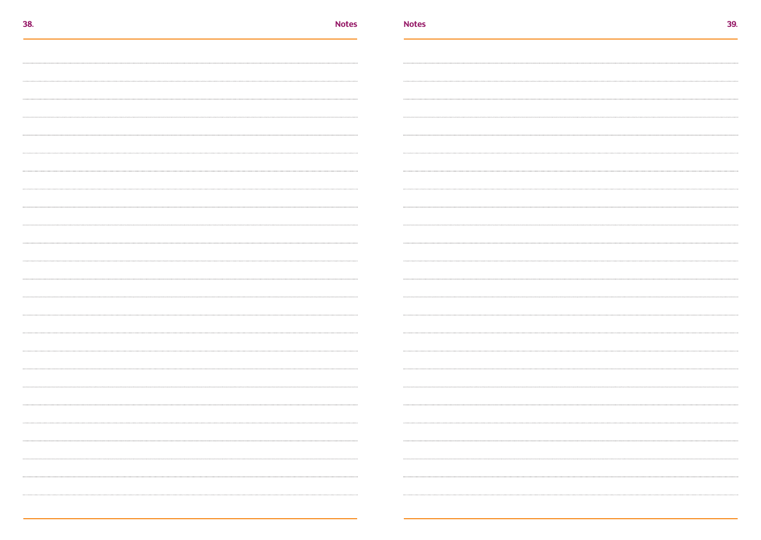## Notes

## Notes